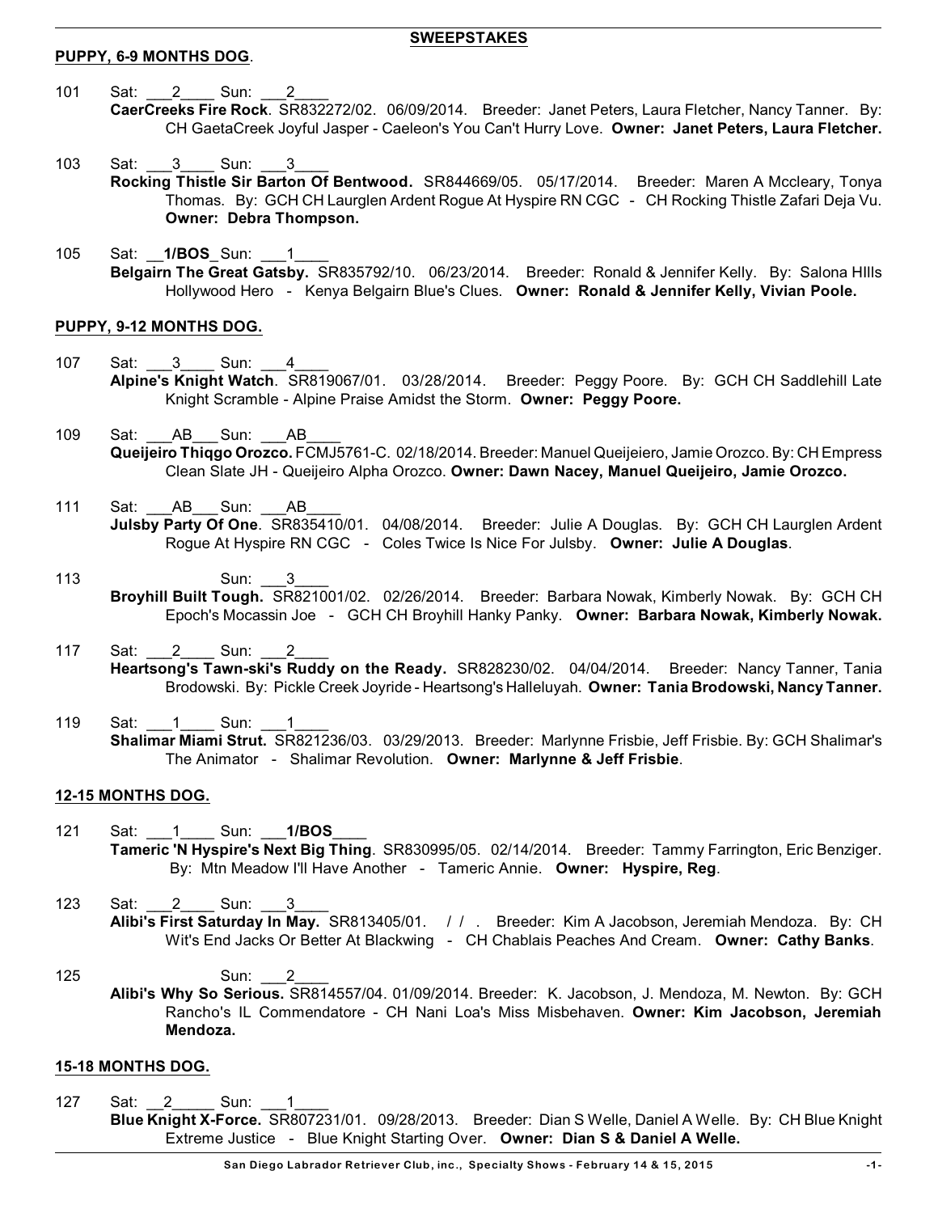## SWEEPSTAKES

### PUPPY, 6-9 MONTHS DOG.

101 Sat: ___2____ Sun: ___2____
**CaerCreeks Fire Rock**. SR832272/02. 06/09/2014. Breeder: Janet Peters, Laura Fletcher, Nancy Tanner. By: CH GaetaCreek Joyful Jasper - Caeleon's You Can't Hurry Love. **Owner: Janet Peters, Laura Fletcher.**

103 Sat: ___3____ Sun: ___3____
**Rocking Thistle Sir Barton Of Bentwood.** SR844669/05. 05/17/2014. Breeder: Maren A Mccleary, Tonya Thomas. By: GCH CH Laurglen Ardent Rogue At Hyspire RN CGC - CH Rocking Thistle Zafari Deja Vu. **Owner: Debra Thompson.**

105 Sat: __**1/BOS**_ Sun: ___1____
**Belgairn The Great Gatsby.** SR835792/10. 06/23/2014. Breeder: Ronald & Jennifer Kelly. By: Salona HIlls Hollywood Hero - Kenya Belgairn Blue's Clues. **Owner: Ronald & Jennifer Kelly, Vivian Poole.**

### PUPPY, 9-12 MONTHS DOG.

107 Sat: ___3____ Sun: ___4____
**Alpine's Knight Watch**. SR819067/01. 03/28/2014. Breeder: Peggy Poore. By: GCH CH Saddlehill Late Knight Scramble - Alpine Praise Amidst the Storm. **Owner: Peggy Poore.**

109 Sat: ___AB___ Sun: ___AB____
**Queijeiro Thiqgo Orozco.** FCMJ5761-C. 02/18/2014. Breeder: Manuel Queijeiero, Jamie Orozco. By: CH Empress Clean Slate JH - Queijeiro Alpha Orozco. **Owner: Dawn Nacey, Manuel Queijeiro, Jamie Orozco.**

111 Sat: ___AB___ Sun: ___AB____
**Julsby Party Of One**. SR835410/01. 04/08/2014. Breeder: Julie A Douglas. By: GCH CH Laurglen Ardent Rogue At Hyspire RN CGC - Coles Twice Is Nice For Julsby. **Owner: Julie A Douglas**.

113 Sun: ___3____
**Broyhill Built Tough.** SR821001/02. 02/26/2014. Breeder: Barbara Nowak, Kimberly Nowak. By: GCH CH Epoch's Mocassin Joe - GCH CH Broyhill Hanky Panky. **Owner: Barbara Nowak, Kimberly Nowak.**

117 Sat: ___2____ Sun: ___2____
**Heartsong's Tawn-ski's Ruddy on the Ready.** SR828230/02. 04/04/2014. Breeder: Nancy Tanner, Tania Brodowski. By: Pickle Creek Joyride - Heartsong's Halleluyah. **Owner: Tania Brodowski, Nancy Tanner.**

119 Sat: ___1____ Sun: ___1____
**Shalimar Miami Strut.** SR821236/03. 03/29/2013. Breeder: Marlynne Frisbie, Jeff Frisbie. By: GCH Shalimar's The Animator - Shalimar Revolution. **Owner: Marlynne & Jeff Frisbie**.

### 12-15 MONTHS DOG.

121 Sat: ___1____ Sun: ___**1/BOS**____
**Tameric 'N Hyspire's Next Big Thing**. SR830995/05. 02/14/2014. Breeder: Tammy Farrington, Eric Benziger. By: Mtn Meadow I'll Have Another - Tameric Annie. **Owner: Hyspire, Reg**.

123 Sat: ___2____ Sun: ___3____
**Alibi's First Saturday In May.** SR813405/01. / / . Breeder: Kim A Jacobson, Jeremiah Mendoza. By: CH Wit's End Jacks Or Better At Blackwing - CH Chablais Peaches And Cream. **Owner: Cathy Banks**.

125 Sun: ___2____
**Alibi's Why So Serious.** SR814557/04. 01/09/2014. Breeder: K. Jacobson, J. Mendoza, M. Newton. By: GCH Rancho's IL Commendatore - CH Nani Loa's Miss Misbehaven. **Owner: Kim Jacobson, Jeremiah Mendoza.**

### 15-18 MONTHS DOG.

127 Sat: __2_____ Sun: ___1____
**Blue Knight X-Force.** SR807231/01. 09/28/2013. Breeder: Dian S Welle, Daniel A Welle. By: CH Blue Knight Extreme Justice - Blue Knight Starting Over. **Owner: Dian S & Daniel A Welle.**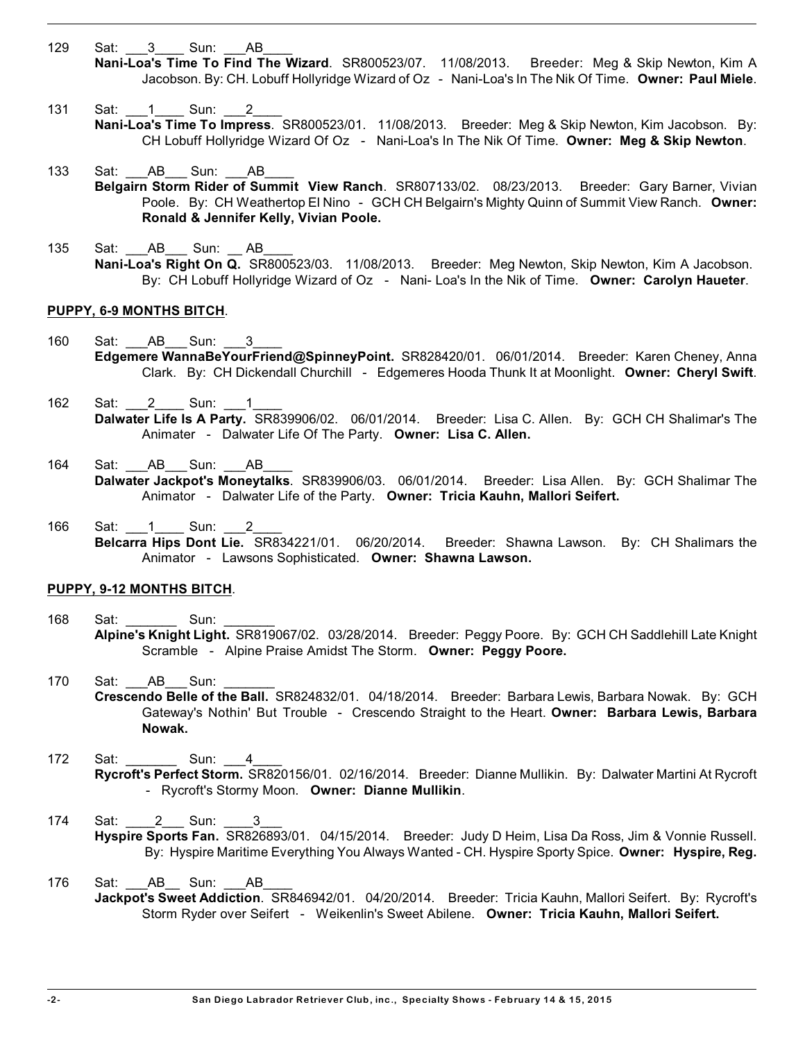129 Sat: ___3____ Sun: ___AB____
**Nani-Loa's Time To Find The Wizard**. SR800523/07. 11/08/2013. Breeder: Meg & Skip Newton, Kim A Jacobson. By: CH. Lobuff Hollyridge Wizard of Oz - Nani-Loa's In The Nik Of Time. **Owner: Paul Miele**.

131 Sat: ___1____ Sun: ___2____
**Nani-Loa's Time To Impress**. SR800523/01. 11/08/2013. Breeder: Meg & Skip Newton, Kim Jacobson. By: CH Lobuff Hollyridge Wizard Of Oz - Nani-Loa's In The Nik Of Time. **Owner: Meg & Skip Newton**.

133 Sat: ___AB___ Sun: ___AB____
**Belgairn Storm Rider of Summit View Ranch**. SR807133/02. 08/23/2013. Breeder: Gary Barner, Vivian Poole. By: CH Weathertop El Nino - GCH CH Belgairn's Mighty Quinn of Summit View Ranch. **Owner: Ronald & Jennifer Kelly, Vivian Poole.**

135 Sat: ___AB___ Sun: __ AB____
**Nani-Loa's Right On Q.** SR800523/03. 11/08/2013. Breeder: Meg Newton, Skip Newton, Kim A Jacobson. By: CH Lobuff Hollyridge Wizard of Oz - Nani- Loa's In the Nik of Time. **Owner: Carolyn Haueter**.

**PUPPY, 6-9 MONTHS BITCH**.

160 Sat: ___AB___ Sun: ___3____
**Edgemere WannaBeYourFriend@SpinneyPoint.** SR828420/01. 06/01/2014. Breeder: Karen Cheney, Anna Clark. By: CH Dickendall Churchill - Edgemeres Hooda Thunk It at Moonlight. **Owner: Cheryl Swift**.

162 Sat: ___2____ Sun: ___1____
**Dalwater Life Is A Party.** SR839906/02. 06/01/2014. Breeder: Lisa C. Allen. By: GCH CH Shalimar's The Animater - Dalwater Life Of The Party. **Owner: Lisa C. Allen.**

164 Sat: ___AB___ Sun: ___AB____
**Dalwater Jackpot's Moneytalks**. SR839906/03. 06/01/2014. Breeder: Lisa Allen. By: GCH Shalimar The Animator - Dalwater Life of the Party. **Owner: Tricia Kauhn, Mallori Seifert.**

166 Sat: ___1____ Sun: ___2____
**Belcarra Hips Dont Lie.** SR834221/01. 06/20/2014. Breeder: Shawna Lawson. By: CH Shalimars the Animator - Lawsons Sophisticated. **Owner: Shawna Lawson.**

**PUPPY, 9-12 MONTHS BITCH**.

168 Sat: _______ Sun: _______
**Alpine's Knight Light.** SR819067/02. 03/28/2014. Breeder: Peggy Poore. By: GCH CH Saddlehill Late Knight Scramble - Alpine Praise Amidst The Storm. **Owner: Peggy Poore.**

170 Sat: ___AB___ Sun: _______
**Crescendo Belle of the Ball.** SR824832/01. 04/18/2014. Breeder: Barbara Lewis, Barbara Nowak. By: GCH Gateway's Nothin' But Trouble - Crescendo Straight to the Heart. **Owner: Barbara Lewis, Barbara Nowak.**

172 Sat: _______ Sun: ___4____
**Rycroft's Perfect Storm.** SR820156/01. 02/16/2014. Breeder: Dianne Mullikin. By: Dalwater Martini At Rycroft - Rycroft's Stormy Moon. **Owner: Dianne Mullikin**.

174 Sat: ____2___ Sun: ____3___
**Hyspire Sports Fan.** SR826893/01. 04/15/2014. Breeder: Judy D Heim, Lisa Da Ross, Jim & Vonnie Russell. By: Hyspire Maritime Everything You Always Wanted - CH. Hyspire Sporty Spice. **Owner: Hyspire, Reg.**

176 Sat: ___AB__ Sun: ___AB____
**Jackpot's Sweet Addiction**. SR846942/01. 04/20/2014. Breeder: Tricia Kauhn, Mallori Seifert. By: Rycroft's Storm Ryder over Seifert - Weikenlin's Sweet Abilene. **Owner: Tricia Kauhn, Mallori Seifert.**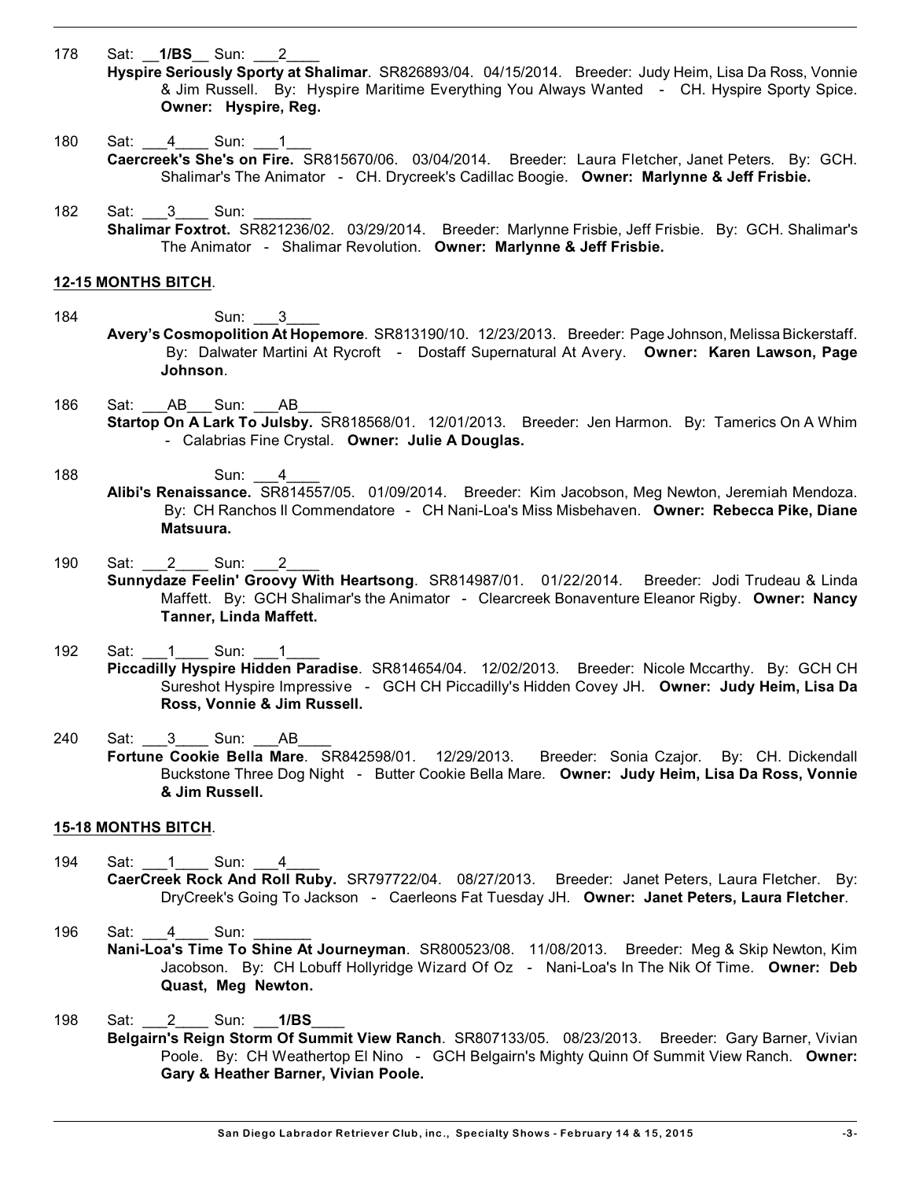178 Sat: __**1/BS**__ Sun: ___2____
**Hyspire Seriously Sporty at Shalimar**. SR826893/04. 04/15/2014. Breeder: Judy Heim, Lisa Da Ross, Vonnie & Jim Russell. By: Hyspire Maritime Everything You Always Wanted - CH. Hyspire Sporty Spice. **Owner: Hyspire, Reg.**

180 Sat: ___4____ Sun: ___1___
**Caercreek's She's on Fire.** SR815670/06. 03/04/2014. Breeder: Laura Fletcher, Janet Peters. By: GCH. Shalimar's The Animator - CH. Drycreek's Cadillac Boogie. **Owner: Marlynne & Jeff Frisbie.**

182 Sat: ___3____ Sun: _______
**Shalimar Foxtrot.** SR821236/02. 03/29/2014. Breeder: Marlynne Frisbie, Jeff Frisbie. By: GCH. Shalimar's The Animator - Shalimar Revolution. **Owner: Marlynne & Jeff Frisbie.**

## 12-15 MONTHS BITCH.

184 Sun: ___3____
**Avery's Cosmopolition At Hopemore**. SR813190/10. 12/23/2013. Breeder: Page Johnson, Melissa Bickerstaff. By: Dalwater Martini At Rycroft - Dostaff Supernatural At Avery. **Owner: Karen Lawson, Page Johnson**.

186 Sat: ___AB___ Sun: ___AB____
**Startop On A Lark To Julsby.** SR818568/01. 12/01/2013. Breeder: Jen Harmon. By: Tamerics On A Whim - Calabrias Fine Crystal. **Owner: Julie A Douglas.**

188 Sun: ___4____
**Alibi's Renaissance.** SR814557/05. 01/09/2014. Breeder: Kim Jacobson, Meg Newton, Jeremiah Mendoza. By: CH Ranchos Il Commendatore - CH Nani-Loa's Miss Misbehaven. **Owner: Rebecca Pike, Diane Matsuura.**

190 Sat: ___2____ Sun: ___2____
**Sunnydaze Feelin' Groovy With Heartsong**. SR814987/01. 01/22/2014. Breeder: Jodi Trudeau & Linda Maffett. By: GCH Shalimar's the Animator - Clearcreek Bonaventure Eleanor Rigby. **Owner: Nancy Tanner, Linda Maffett.**

192 Sat: ___1____ Sun: ___1____
**Piccadilly Hyspire Hidden Paradise**. SR814654/04. 12/02/2013. Breeder: Nicole Mccarthy. By: GCH CH Sureshot Hyspire Impressive - GCH CH Piccadilly's Hidden Covey JH. **Owner: Judy Heim, Lisa Da Ross, Vonnie & Jim Russell.**

240 Sat: ___3____ Sun: ___AB____
**Fortune Cookie Bella Mare**. SR842598/01. 12/29/2013. Breeder: Sonia Czajor. By: CH. Dickendall Buckstone Three Dog Night - Butter Cookie Bella Mare. **Owner: Judy Heim, Lisa Da Ross, Vonnie & Jim Russell.**

## 15-18 MONTHS BITCH.

194 Sat: ___1____ Sun: ___4____
**CaerCreek Rock And Roll Ruby.** SR797722/04. 08/27/2013. Breeder: Janet Peters, Laura Fletcher. By: DryCreek's Going To Jackson - Caerleons Fat Tuesday JH. **Owner: Janet Peters, Laura Fletcher**.

196 Sat: ___4____ Sun: _______
**Nani-Loa's Time To Shine At Journeyman**. SR800523/08. 11/08/2013. Breeder: Meg & Skip Newton, Kim Jacobson. By: CH Lobuff Hollyridge Wizard Of Oz - Nani-Loa's In The Nik Of Time. **Owner: Deb Quast, Meg Newton.**

198 Sat: ___2____ Sun: ___**1/BS**____
**Belgairn's Reign Storm Of Summit View Ranch**. SR807133/05. 08/23/2013. Breeder: Gary Barner, Vivian Poole. By: CH Weathertop El Nino - GCH Belgairn's Mighty Quinn Of Summit View Ranch. **Owner: Gary & Heather Barner, Vivian Poole.**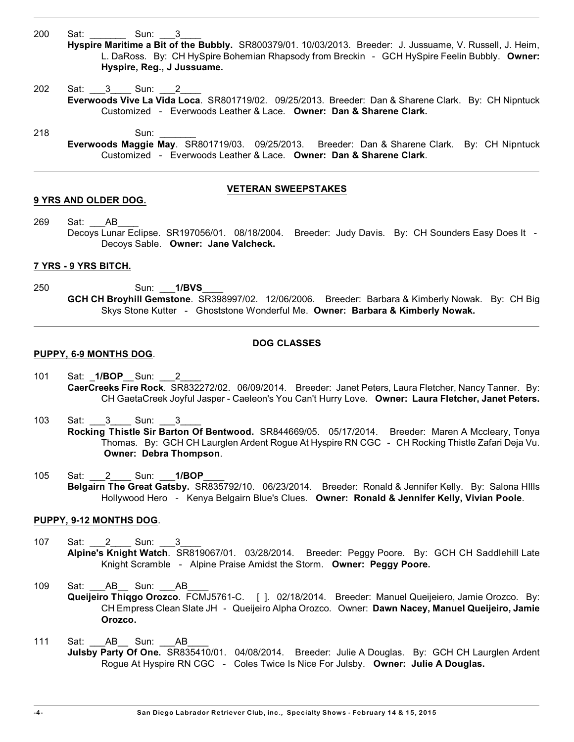200 Sat: _______ Sun: ___3____
**Hyspire Maritime a Bit of the Bubbly.** SR800379/01. 10/03/2013. Breeder: J. Jussuame, V. Russell, J. Heim, L. DaRoss. By: CH HySpire Bohemian Rhapsody from Breckin - GCH HySpire Feelin Bubbly. **Owner: Hyspire, Reg., J Jussuame.**

202 Sat: ___3____ Sun: ___2____
**Everwoods Vive La Vida Loca**. SR801719/02. 09/25/2013. Breeder: Dan & Sharene Clark. By: CH Nipntuck Customized - Everwoods Leather & Lace. **Owner: Dan & Sharene Clark.**

218 Sun: _______
**Everwoods Maggie May**. SR801719/03. 09/25/2013. Breeder: Dan & Sharene Clark. By: CH Nipntuck Customized - Everwoods Leather & Lace. **Owner: Dan & Sharene Clark**.

## VETERAN SWEEPSTAKES

### 9 YRS AND OLDER DOG.

269 Sat: ___AB____
Decoys Lunar Eclipse. SR197056/01. 08/18/2004. Breeder: Judy Davis. By: CH Sounders Easy Does It - Decoys Sable. **Owner: Jane Valcheck.**

### 7 YRS - 9 YRS BITCH.

250 Sun: ___**1/BVS**____
**GCH CH Broyhill Gemstone**. SR398997/02. 12/06/2006. Breeder: Barbara & Kimberly Nowak. By: CH Big Skys Stone Kutter - Ghoststone Wonderful Me. **Owner: Barbara & Kimberly Nowak.**

## DOG CLASSES

### PUPPY, 6-9 MONTHS DOG.

101 Sat: _**1/BOP**__ Sun: ___2____
**CaerCreeks Fire Rock**. SR832272/02. 06/09/2014. Breeder: Janet Peters, Laura Fletcher, Nancy Tanner. By: CH GaetaCreek Joyful Jasper - Caeleon's You Can't Hurry Love. **Owner: Laura Fletcher, Janet Peters.**

103 Sat: ___3____ Sun: ___3____
**Rocking Thistle Sir Barton Of Bentwood.** SR844669/05. 05/17/2014. Breeder: Maren A Mccleary, Tonya Thomas. By: GCH CH Laurglen Ardent Rogue At Hyspire RN CGC - CH Rocking Thistle Zafari Deja Vu. **Owner: Debra Thompson**.

105 Sat: ___2____ Sun: ___**1/BOP**____
**Belgairn The Great Gatsby.** SR835792/10. 06/23/2014. Breeder: Ronald & Jennifer Kelly. By: Salona HIlls Hollywood Hero - Kenya Belgairn Blue's Clues. **Owner: Ronald & Jennifer Kelly, Vivian Poole**.

### PUPPY, 9-12 MONTHS DOG.

107 Sat: ___2____ Sun: ___3____
**Alpine's Knight Watch**. SR819067/01. 03/28/2014. Breeder: Peggy Poore. By: GCH CH Saddlehill Late Knight Scramble - Alpine Praise Amidst the Storm. **Owner: Peggy Poore.**

109 Sat: ___AB__ Sun: ___AB____
**Queijeiro Thiqgo Orozco**. FCMJ5761-C. [ ]. 02/18/2014. Breeder: Manuel Queijeiero, Jamie Orozco. By: CH Empress Clean Slate JH - Queijeiro Alpha Orozco. Owner: **Dawn Nacey, Manuel Queijeiro, Jamie Orozco.**

111 Sat: ___AB__ Sun: ___AB____
**Julsby Party Of One.** SR835410/01. 04/08/2014. Breeder: Julie A Douglas. By: GCH CH Laurglen Ardent Rogue At Hyspire RN CGC - Coles Twice Is Nice For Julsby. **Owner: Julie A Douglas.**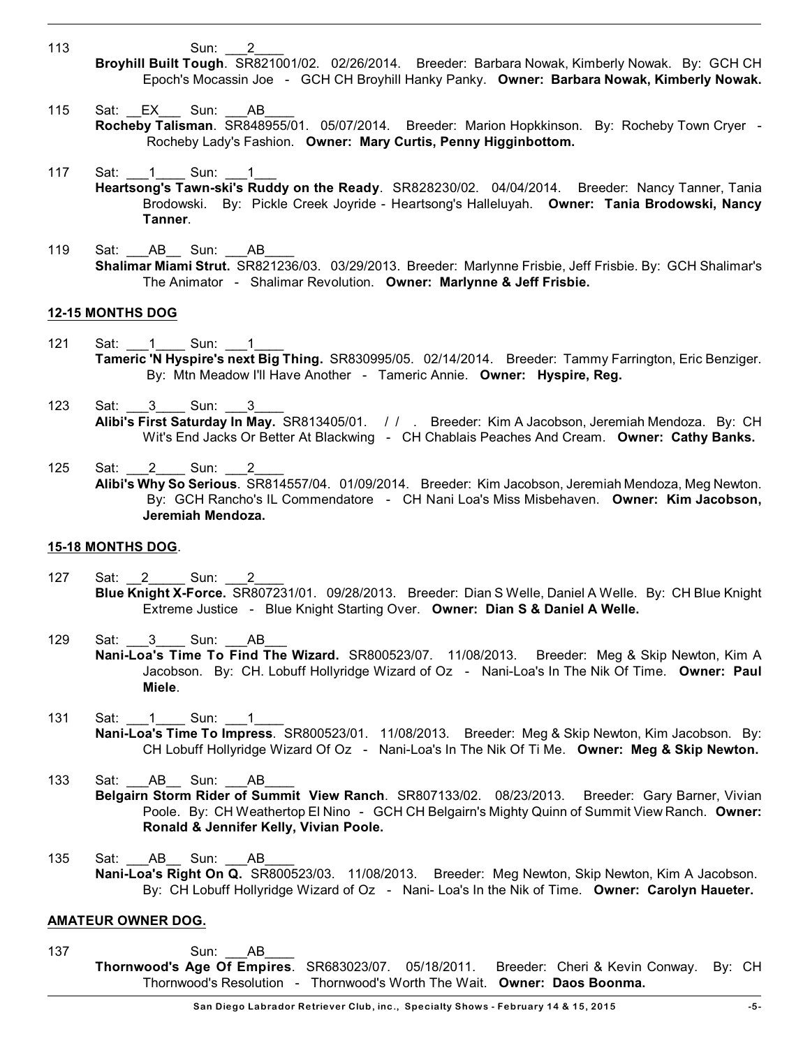113 Sun: ___2____

**Broyhill Built Tough**. SR821001/02. 02/26/2014. Breeder: Barbara Nowak, Kimberly Nowak. By: GCH CH Epoch's Mocassin Joe - GCH CH Broyhill Hanky Panky. **Owner: Barbara Nowak, Kimberly Nowak.**

115 Sat: __EX___ Sun: ___AB____

**Rocheby Talisman**. SR848955/01. 05/07/2014. Breeder: Marion Hopkkinson. By: Rocheby Town Cryer - Rocheby Lady's Fashion. **Owner: Mary Curtis, Penny Higginbottom.**

117 Sat: ___1____ Sun: ___1___

**Heartsong's Tawn-ski's Ruddy on the Ready**. SR828230/02. 04/04/2014. Breeder: Nancy Tanner, Tania Brodowski. By: Pickle Creek Joyride - Heartsong's Halleluyah. **Owner: Tania Brodowski, Nancy Tanner**.

119 Sat: ___AB__ Sun: ___AB____

**Shalimar Miami Strut.** SR821236/03. 03/29/2013. Breeder: Marlynne Frisbie, Jeff Frisbie. By: GCH Shalimar's The Animator - Shalimar Revolution. **Owner: Marlynne & Jeff Frisbie.**

## 12-15 MONTHS DOG

121 Sat: ___1____ Sun: ___1____

**Tameric 'N Hyspire's next Big Thing.** SR830995/05. 02/14/2014. Breeder: Tammy Farrington, Eric Benziger. By: Mtn Meadow I'll Have Another - Tameric Annie. **Owner: Hyspire, Reg.**

123 Sat: ___3____ Sun: ___3____

**Alibi's First Saturday In May.** SR813405/01. / / . Breeder: Kim A Jacobson, Jeremiah Mendoza. By: CH Wit's End Jacks Or Better At Blackwing - CH Chablais Peaches And Cream. **Owner: Cathy Banks.**

125 Sat: ___2____ Sun: ___2____

**Alibi's Why So Serious**. SR814557/04. 01/09/2014. Breeder: Kim Jacobson, Jeremiah Mendoza, Meg Newton. By: GCH Rancho's IL Commendatore - CH Nani Loa's Miss Misbehaven. **Owner: Kim Jacobson, Jeremiah Mendoza.**

## 15-18 MONTHS DOG.

127 Sat: __2_____ Sun: ___2____

**Blue Knight X-Force.** SR807231/01. 09/28/2013. Breeder: Dian S Welle, Daniel A Welle. By: CH Blue Knight Extreme Justice - Blue Knight Starting Over. **Owner: Dian S & Daniel A Welle.**

129 Sat: ___3____ Sun: ___AB___

**Nani-Loa's Time To Find The Wizard.** SR800523/07. 11/08/2013. Breeder: Meg & Skip Newton, Kim A Jacobson. By: CH. Lobuff Hollyridge Wizard of Oz - Nani-Loa's In The Nik Of Time. **Owner: Paul Miele**.

131 Sat: ___1____ Sun: ___1____

**Nani-Loa's Time To Impress**. SR800523/01. 11/08/2013. Breeder: Meg & Skip Newton, Kim Jacobson. By: CH Lobuff Hollyridge Wizard Of Oz - Nani-Loa's In The Nik Of Ti Me. **Owner: Meg & Skip Newton.**

133 Sat: ___AB__ Sun: ___AB____

**Belgairn Storm Rider of Summit View Ranch**. SR807133/02. 08/23/2013. Breeder: Gary Barner, Vivian Poole. By: CH Weathertop El Nino - GCH CH Belgairn's Mighty Quinn of Summit View Ranch. **Owner: Ronald & Jennifer Kelly, Vivian Poole.**

135 Sat: ___AB__ Sun: ___AB____

**Nani-Loa's Right On Q.** SR800523/03. 11/08/2013. Breeder: Meg Newton, Skip Newton, Kim A Jacobson. By: CH Lobuff Hollyridge Wizard of Oz - Nani- Loa's In the Nik of Time. **Owner: Carolyn Haueter.**

## AMATEUR OWNER DOG.

137 Sun: ___AB____

**Thornwood's Age Of Empires**. SR683023/07. 05/18/2011. Breeder: Cheri & Kevin Conway. By: CH Thornwood's Resolution - Thornwood's Worth The Wait. **Owner: Daos Boonma.**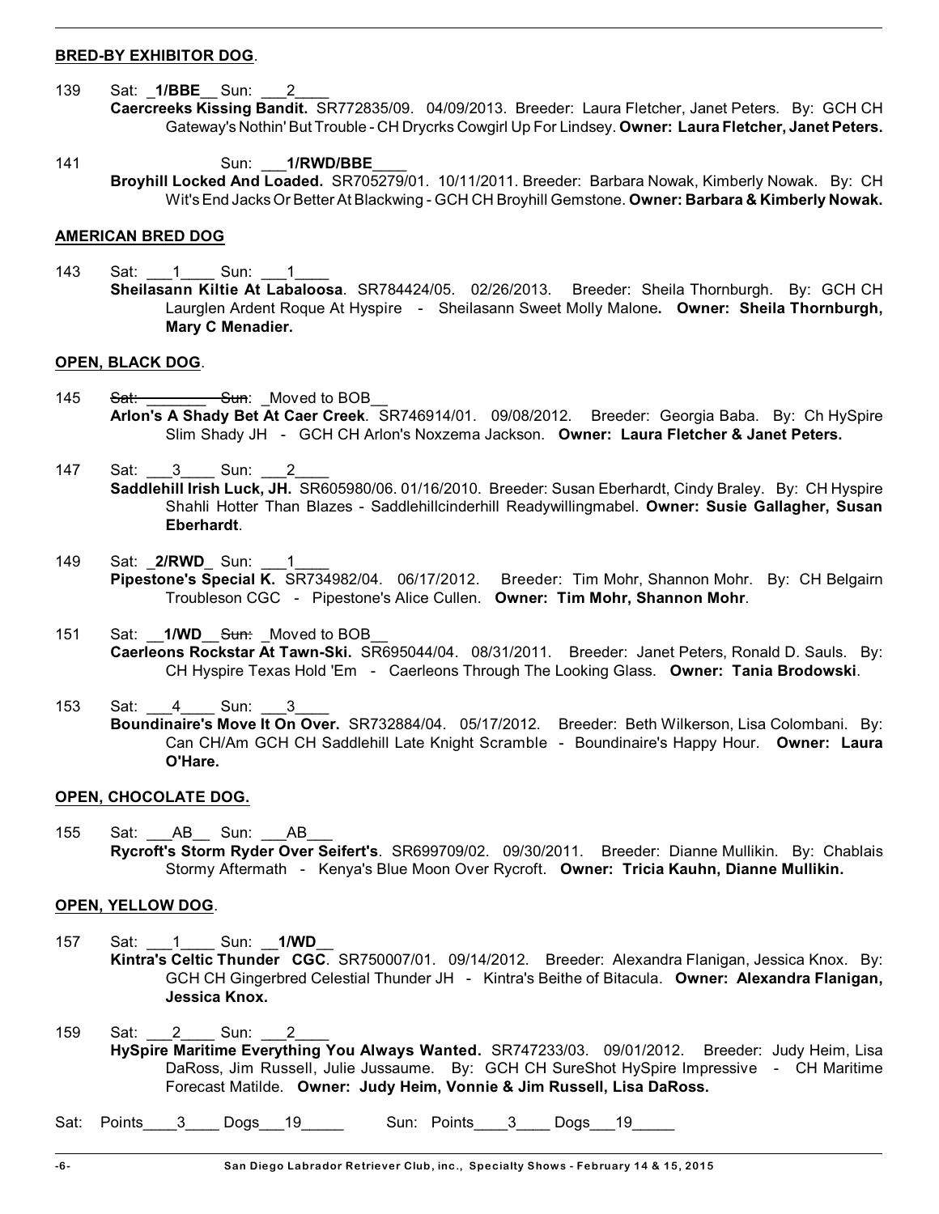**BRED-BY EXHIBITOR DOG**.

139 Sat: _**1/BBE**__ Sun: ___2____
**Caercreeks Kissing Bandit.** SR772835/09. 04/09/2013. Breeder: Laura Fletcher, Janet Peters. By: GCH CH Gateway's Nothin' But Trouble - CH Drycrks Cowgirl Up For Lindsey. **Owner: Laura Fletcher, Janet Peters.**

141 Sun: ___**1/RWD/BBE**____
**Broyhill Locked And Loaded.** SR705279/01. 10/11/2011. Breeder: Barbara Nowak, Kimberly Nowak. By: CH Wit's End Jacks Or Better At Blackwing - GCH CH Broyhill Gemstone. **Owner: Barbara & Kimberly Nowak.**

**AMERICAN BRED DOG**

143 Sat: ___1____ Sun: ___1____
**Sheilasann Kiltie At Labaloosa**. SR784424/05. 02/26/2013. Breeder: Sheila Thornburgh. By: GCH CH Laurglen Ardent Roque At Hyspire - Sheilasann Sweet Molly Malone**. Owner: Sheila Thornburgh, Mary C Menadier.**

**OPEN, BLACK DOG**.

145 ~~Sat: _______ Sun~~: _Moved to BOB__
**Arlon's A Shady Bet At Caer Creek**. SR746914/01. 09/08/2012. Breeder: Georgia Baba. By: Ch HySpire Slim Shady JH - GCH CH Arlon's Noxzema Jackson. **Owner: Laura Fletcher & Janet Peters.**

147 Sat: ___3____ Sun: ___2____
**Saddlehill Irish Luck, JH.** SR605980/06. 01/16/2010. Breeder: Susan Eberhardt, Cindy Braley. By: CH Hyspire Shahli Hotter Than Blazes - Saddlehillcinderhill Readywillingmabel. **Owner: Susie Gallagher, Susan Eberhardt**.

149 Sat: _**2/RWD**_ Sun: ___1____
**Pipestone's Special K.** SR734982/04. 06/17/2012. Breeder: Tim Mohr, Shannon Mohr. By: CH Belgairn Troubleson CGC - Pipestone's Alice Cullen. **Owner: Tim Mohr, Shannon Mohr**.

151 Sat: __**1/WD**__ ~~Sun:~~ _Moved to BOB__
**Caerleons Rockstar At Tawn-Ski.** SR695044/04. 08/31/2011. Breeder: Janet Peters, Ronald D. Sauls. By: CH Hyspire Texas Hold 'Em - Caerleons Through The Looking Glass. **Owner: Tania Brodowski**.

153 Sat: ___4____ Sun: ___3____
**Boundinaire's Move It On Over.** SR732884/04. 05/17/2012. Breeder: Beth Wilkerson, Lisa Colombani. By: Can CH/Am GCH CH Saddlehill Late Knight Scramble - Boundinaire's Happy Hour. **Owner: Laura O'Hare.**

**OPEN, CHOCOLATE DOG.**

155 Sat: ___AB__ Sun: ___AB___
**Rycroft's Storm Ryder Over Seifert's**. SR699709/02. 09/30/2011. Breeder: Dianne Mullikin. By: Chablais Stormy Aftermath - Kenya's Blue Moon Over Rycroft. **Owner: Tricia Kauhn, Dianne Mullikin.**

**OPEN, YELLOW DOG**.

157 Sat: ___1____ Sun: __**1/WD**__
**Kintra's Celtic Thunder CGC**. SR750007/01. 09/14/2012. Breeder: Alexandra Flanigan, Jessica Knox. By: GCH CH Gingerbred Celestial Thunder JH - Kintra's Beithe of Bitacula. **Owner: Alexandra Flanigan, Jessica Knox.**

159 Sat: ___2____ Sun: ___2____
**HySpire Maritime Everything You Always Wanted.** SR747233/03. 09/01/2012. Breeder: Judy Heim, Lisa DaRoss, Jim Russell, Julie Jussaume. By: GCH CH SureShot HySpire Impressive - CH Maritime Forecast Matilde. **Owner: Judy Heim, Vonnie & Jim Russell, Lisa DaRoss.**

Sat: Points____3____ Dogs___19_____ Sun: Points____3____ Dogs___19_____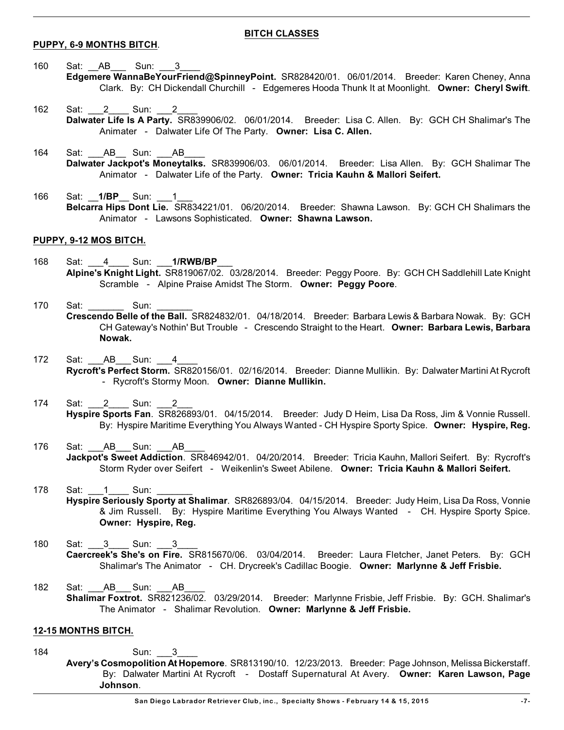## BITCH CLASSES

### PUPPY, 6-9 MONTHS BITCH.

160 Sat: __AB___ Sun: ___3____
**Edgemere WannaBeYourFriend@SpinneyPoint.** SR828420/01. 06/01/2014. Breeder: Karen Cheney, Anna Clark. By: CH Dickendall Churchill - Edgemeres Hooda Thunk It at Moonlight. **Owner: Cheryl Swift**.

162 Sat: ___2____ Sun: ___2____
**Dalwater Life Is A Party.** SR839906/02. 06/01/2014. Breeder: Lisa C. Allen. By: GCH CH Shalimar's The Animater - Dalwater Life Of The Party. **Owner: Lisa C. Allen.**

164 Sat: ___AB__ Sun: ___AB____
**Dalwater Jackpot's Moneytalks.** SR839906/03. 06/01/2014. Breeder: Lisa Allen. By: GCH Shalimar The Animator - Dalwater Life of the Party. **Owner: Tricia Kauhn & Mallori Seifert.**

166 Sat: __**1/BP**__ Sun: ___1___
**Belcarra Hips Dont Lie.** SR834221/01. 06/20/2014. Breeder: Shawna Lawson. By: GCH CH Shalimars the Animator - Lawsons Sophisticated. **Owner: Shawna Lawson.**

### PUPPY, 9-12 MOS BITCH.

168 Sat: ___4____ Sun: ___**1/RWB/BP**___
**Alpine's Knight Light.** SR819067/02. 03/28/2014. Breeder: Peggy Poore. By: GCH CH Saddlehill Late Knight Scramble - Alpine Praise Amidst The Storm. **Owner: Peggy Poore**.

170 Sat: _______ Sun: _______
**Crescendo Belle of the Ball.** SR824832/01. 04/18/2014. Breeder: Barbara Lewis & Barbara Nowak. By: GCH CH Gateway's Nothin' But Trouble - Crescendo Straight to the Heart. **Owner: Barbara Lewis, Barbara Nowak.**

172 Sat: ___AB___ Sun: ___4____
**Rycroft's Perfect Storm.** SR820156/01. 02/16/2014. Breeder: Dianne Mullikin. By: Dalwater Martini At Rycroft - Rycroft's Stormy Moon. **Owner: Dianne Mullikin.**

174 Sat: ___2____ Sun: ___2___
**Hyspire Sports Fan**. SR826893/01. 04/15/2014. Breeder: Judy D Heim, Lisa Da Ross, Jim & Vonnie Russell. By: Hyspire Maritime Everything You Always Wanted - CH Hyspire Sporty Spice. **Owner: Hyspire, Reg.**

176 Sat: ___AB___ Sun: ___AB____
**Jackpot's Sweet Addiction**. SR846942/01. 04/20/2014. Breeder: Tricia Kauhn, Mallori Seifert. By: Rycroft's Storm Ryder over Seifert - Weikenlin's Sweet Abilene. **Owner: Tricia Kauhn & Mallori Seifert.**

178 Sat: ___1____ Sun: _______
**Hyspire Seriously Sporty at Shalimar**. SR826893/04. 04/15/2014. Breeder: Judy Heim, Lisa Da Ross, Vonnie & Jim Russell. By: Hyspire Maritime Everything You Always Wanted - CH. Hyspire Sporty Spice. **Owner: Hyspire, Reg.**

180 Sat: ___3____ Sun: ___3____
**Caercreek's She's on Fire.** SR815670/06. 03/04/2014. Breeder: Laura Fletcher, Janet Peters. By: GCH Shalimar's The Animator - CH. Drycreek's Cadillac Boogie. **Owner: Marlynne & Jeff Frisbie.**

182 Sat: ___AB___ Sun: ___AB____
**Shalimar Foxtrot.** SR821236/02. 03/29/2014. Breeder: Marlynne Frisbie, Jeff Frisbie. By: GCH. Shalimar's The Animator - Shalimar Revolution. **Owner: Marlynne & Jeff Frisbie.**

### 12-15 MONTHS BITCH.

184 Sun: ___3____
**Avery's Cosmopolition At Hopemore**. SR813190/10. 12/23/2013. Breeder: Page Johnson, Melissa Bickerstaff. By: Dalwater Martini At Rycroft - Dostaff Supernatural At Avery. **Owner: Karen Lawson, Page Johnson**.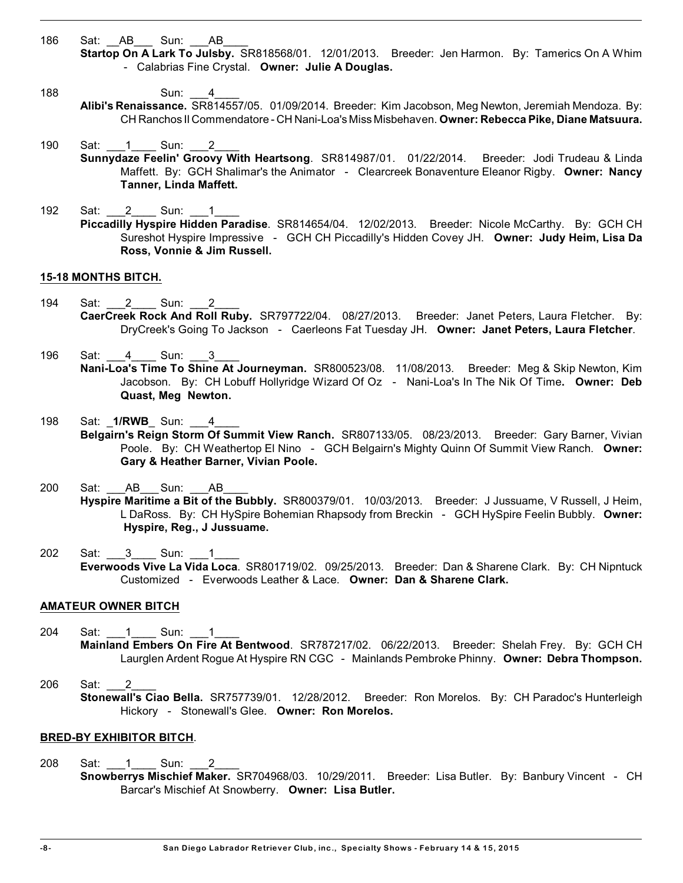186 Sat: \_\_AB\_\_\_ Sun: \_\_\_AB\_\_\_\_

**Startop On A Lark To Julsby.** SR818568/01. 12/01/2013. Breeder: Jen Harmon. By: Tamerics On A Whim - Calabrias Fine Crystal. **Owner: Julie A Douglas.**

188 Sun: \_\_\_4\_\_\_\_

**Alibi's Renaissance.** SR814557/05. 01/09/2014. Breeder: Kim Jacobson, Meg Newton, Jeremiah Mendoza. By: CH Ranchos Il Commendatore - CH Nani-Loa's Miss Misbehaven. **Owner: Rebecca Pike, Diane Matsuura.**

190 Sat: \_\_\_1\_\_\_\_ Sun: \_\_\_2\_\_\_\_

**Sunnydaze Feelin' Groovy With Heartsong**. SR814987/01. 01/22/2014. Breeder: Jodi Trudeau & Linda Maffett. By: GCH Shalimar's the Animator - Clearcreek Bonaventure Eleanor Rigby. **Owner: Nancy Tanner, Linda Maffett.**

192 Sat: \_\_\_2\_\_\_\_ Sun: \_\_\_1\_\_\_\_

**Piccadilly Hyspire Hidden Paradise**. SR814654/04. 12/02/2013. Breeder: Nicole McCarthy. By: GCH CH Sureshot Hyspire Impressive - GCH CH Piccadilly's Hidden Covey JH. **Owner: Judy Heim, Lisa Da Ross, Vonnie & Jim Russell.**

**15-18 MONTHS BITCH.**

194 Sat: \_\_\_2\_\_\_\_ Sun: \_\_\_2\_\_\_\_

**CaerCreek Rock And Roll Ruby.** SR797722/04. 08/27/2013. Breeder: Janet Peters, Laura Fletcher. By: DryCreek's Going To Jackson - Caerleons Fat Tuesday JH. **Owner: Janet Peters, Laura Fletcher**.

196 Sat: \_\_\_4\_\_\_\_ Sun: \_\_\_3\_\_\_\_

**Nani-Loa's Time To Shine At Journeyman.** SR800523/08. 11/08/2013. Breeder: Meg & Skip Newton, Kim Jacobson. By: CH Lobuff Hollyridge Wizard Of Oz - Nani-Loa's In The Nik Of Time**. Owner: Deb Quast, Meg Newton.**

198 Sat: \_**1/RWB**\_ Sun: \_\_\_4\_\_\_\_

**Belgairn's Reign Storm Of Summit View Ranch.** SR807133/05. 08/23/2013. Breeder: Gary Barner, Vivian Poole. By: CH Weathertop El Nino - GCH Belgairn's Mighty Quinn Of Summit View Ranch. **Owner: Gary & Heather Barner, Vivian Poole.**

200 Sat: \_\_\_AB\_\_\_Sun: \_\_\_AB\_\_\_\_

**Hyspire Maritime a Bit of the Bubbly.** SR800379/01. 10/03/2013. Breeder: J Jussuame, V Russell, J Heim, L DaRoss. By: CH HySpire Bohemian Rhapsody from Breckin - GCH HySpire Feelin Bubbly. **Owner: Hyspire, Reg., J Jussuame.**

202 Sat: \_\_\_3\_\_\_\_ Sun: \_\_\_1\_\_\_\_

**Everwoods Vive La Vida Loca**. SR801719/02. 09/25/2013. Breeder: Dan & Sharene Clark. By: CH Nipntuck Customized - Everwoods Leather & Lace. **Owner: Dan & Sharene Clark.**

**AMATEUR OWNER BITCH**

204 Sat: \_\_\_1\_\_\_\_ Sun: \_\_\_1\_\_\_\_

**Mainland Embers On Fire At Bentwood**. SR787217/02. 06/22/2013. Breeder: Shelah Frey. By: GCH CH Laurglen Ardent Rogue At Hyspire RN CGC - Mainlands Pembroke Phinny. **Owner: Debra Thompson.**

206 Sat: \_\_\_2\_\_\_\_

**Stonewall's Ciao Bella.** SR757739/01. 12/28/2012. Breeder: Ron Morelos. By: CH Paradoc's Hunterleigh Hickory - Stonewall's Glee. **Owner: Ron Morelos.**

**BRED-BY EXHIBITOR BITCH**.

208 Sat: \_\_\_1\_\_\_\_ Sun: \_\_\_2\_\_\_\_

**Snowberrys Mischief Maker.** SR704968/03. 10/29/2011. Breeder: Lisa Butler. By: Banbury Vincent - CH Barcar's Mischief At Snowberry. **Owner: Lisa Butler.**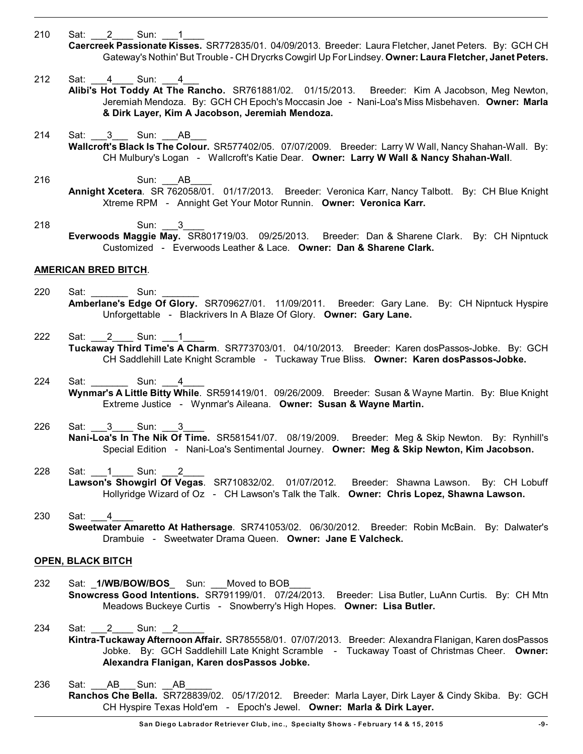210 Sat: ___2____ Sun: ___1____
**Caercreek Passionate Kisses.** SR772835/01. 04/09/2013. Breeder: Laura Fletcher, Janet Peters. By: GCH CH Gateway's Nothin' But Trouble - CH Drycrks Cowgirl Up For Lindsey. **Owner: Laura Fletcher, Janet Peters.**

212 Sat: ___4____ Sun: ___4___
**Alibi's Hot Toddy At The Rancho.** SR761881/02. 01/15/2013. Breeder: Kim A Jacobson, Meg Newton, Jeremiah Mendoza. By: GCH CH Epoch's Moccasin Joe - Nani-Loa's Miss Misbehaven. **Owner: Marla & Dirk Layer, Kim A Jacobson, Jeremiah Mendoza.**

214 Sat: ___3___ Sun: ___AB___
**Wallcroft's Black Is The Colour.** SR577402/05. 07/07/2009. Breeder: Larry W Wall, Nancy Shahan-Wall. By: CH Mulbury's Logan - Wallcroft's Katie Dear. **Owner: Larry W Wall & Nancy Shahan-Wall**.

216 Sun: ___AB____
**Annight Xcetera**. SR 762058/01. 01/17/2013. Breeder: Veronica Karr, Nancy Talbott. By: CH Blue Knight Xtreme RPM - Annight Get Your Motor Runnin. **Owner: Veronica Karr.**

218 Sun: ___3____
**Everwoods Maggie May.** SR801719/03. 09/25/2013. Breeder: Dan & Sharene Clark. By: CH Nipntuck Customized - Everwoods Leather & Lace. **Owner: Dan & Sharene Clark.**

**AMERICAN BRED BITCH**.

220 Sat: _______ Sun: _______
**Amberlane's Edge Of Glory.** SR709627/01. 11/09/2011. Breeder: Gary Lane. By: CH Nipntuck Hyspire Unforgettable - Blackrivers In A Blaze Of Glory. **Owner: Gary Lane.**

222 Sat: ___2____ Sun: ___1____
**Tuckaway Third Time's A Charm**. SR773703/01. 04/10/2013. Breeder: Karen dosPassos-Jobke. By: GCH CH Saddlehill Late Knight Scramble - Tuckaway True Bliss. **Owner: Karen dosPassos-Jobke.**

224 Sat: _______ Sun: ___4____
**Wynmar's A Little Bitty While**. SR591419/01. 09/26/2009. Breeder: Susan & Wayne Martin. By: Blue Knight Extreme Justice - Wynmar's Aileana. **Owner: Susan & Wayne Martin.**

226 Sat: ___3____ Sun: ___3____
**Nani-Loa's In The Nik Of Time.** SR581541/07. 08/19/2009. Breeder: Meg & Skip Newton. By: Rynhill's Special Edition - Nani-Loa's Sentimental Journey. **Owner: Meg & Skip Newton, Kim Jacobson.**

228 Sat: ___1____ Sun: ___2____
**Lawson's Showgirl Of Vegas**. SR710832/02. 01/07/2012. Breeder: Shawna Lawson. By: CH Lobuff Hollyridge Wizard of Oz - CH Lawson's Talk the Talk. **Owner: Chris Lopez, Shawna Lawson.**

230 Sat: ___4____
**Sweetwater Amaretto At Hathersage**. SR741053/02. 06/30/2012. Breeder: Robin McBain. By: Dalwater's Drambuie - Sweetwater Drama Queen. **Owner: Jane E Valcheck.**

**OPEN, BLACK BITCH**

232 Sat: _**1/WB/BOW/BOS**_ Sun: ___Moved to BOB____
**Snowcress Good Intentions.** SR791199/01. 07/24/2013. Breeder: Lisa Butler, LuAnn Curtis. By: CH Mtn Meadows Buckeye Curtis - Snowberry's High Hopes. **Owner: Lisa Butler.**

234 Sat: ___2____ Sun: __2_____
**Kintra-Tuckaway Afternoon Affair.** SR785558/01. 07/07/2013. Breeder: Alexandra Flanigan, Karen dosPassos Jobke. By: GCH Saddlehill Late Knight Scramble - Tuckaway Toast of Christmas Cheer. **Owner: Alexandra Flanigan, Karen dosPassos Jobke.**

236 Sat: ___AB___ Sun: __AB_____
**Ranchos Che Bella.** SR728839/02. 05/17/2012. Breeder: Marla Layer, Dirk Layer & Cindy Skiba. By: GCH CH Hyspire Texas Hold'em - Epoch's Jewel. **Owner: Marla & Dirk Layer.**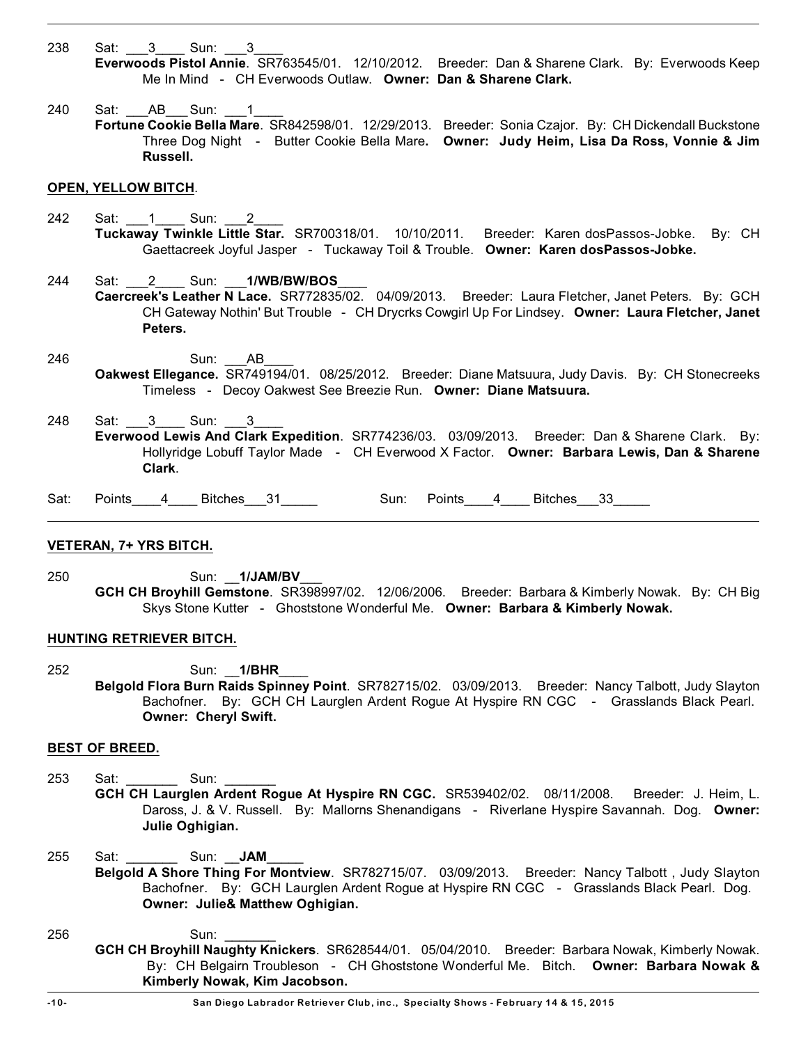238 Sat: ___3____ Sun: ___3____
**Everwoods Pistol Annie**. SR763545/01. 12/10/2012. Breeder: Dan & Sharene Clark. By: Everwoods Keep Me In Mind - CH Everwoods Outlaw. **Owner: Dan & Sharene Clark.**

240 Sat: ___AB___ Sun: ___1____
**Fortune Cookie Bella Mare**. SR842598/01. 12/29/2013. Breeder: Sonia Czajor. By: CH Dickendall Buckstone Three Dog Night - Butter Cookie Bella Mare**. Owner: Judy Heim, Lisa Da Ross, Vonnie & Jim Russell.**

**OPEN, YELLOW BITCH**.

242 Sat: ___1____ Sun: ___2____
**Tuckaway Twinkle Little Star.** SR700318/01. 10/10/2011. Breeder: Karen dosPassos-Jobke. By: CH Gaettacreek Joyful Jasper - Tuckaway Toil & Trouble. **Owner: Karen dosPassos-Jobke.**

244 Sat: ___2____ Sun: ___**1/WB/BW/BOS**____
**Caercreek's Leather N Lace.** SR772835/02. 04/09/2013. Breeder: Laura Fletcher, Janet Peters. By: GCH CH Gateway Nothin' But Trouble - CH Drycrks Cowgirl Up For Lindsey. **Owner: Laura Fletcher, Janet Peters.**

246 Sun: ___AB____
**Oakwest Ellegance.** SR749194/01. 08/25/2012. Breeder: Diane Matsuura, Judy Davis. By: CH Stonecreeks Timeless - Decoy Oakwest See Breezie Run. **Owner: Diane Matsuura.**

248 Sat: ___3____ Sun: ___3____
**Everwood Lewis And Clark Expedition**. SR774236/03. 03/09/2013. Breeder: Dan & Sharene Clark. By: Hollyridge Lobuff Taylor Made - CH Everwood X Factor. **Owner: Barbara Lewis, Dan & Sharene Clark**.

Sat: Points____4____ Bitches___31_____ Sun: Points____4____ Bitches___33_____

**VETERAN, 7+ YRS BITCH.**

250 Sun: __**1/JAM/BV**___
**GCH CH Broyhill Gemstone**. SR398997/02. 12/06/2006. Breeder: Barbara & Kimberly Nowak. By: CH Big Skys Stone Kutter - Ghoststone Wonderful Me. **Owner: Barbara & Kimberly Nowak.**

**HUNTING RETRIEVER BITCH.**

252 Sun: __**1/BHR**____
**Belgold Flora Burn Raids Spinney Point**. SR782715/02. 03/09/2013. Breeder: Nancy Talbott, Judy Slayton Bachofner. By: GCH CH Laurglen Ardent Rogue At Hyspire RN CGC - Grasslands Black Pearl. **Owner: Cheryl Swift.**

**BEST OF BREED.**

253 Sat: _______ Sun: _______
**GCH CH Laurglen Ardent Rogue At Hyspire RN CGC.** SR539402/02. 08/11/2008. Breeder: J. Heim, L. Daross, J. & V. Russell. By: Mallorns Shenandigans - Riverlane Hyspire Savannah. Dog. **Owner: Julie Oghigian.**

255 Sat: _______ Sun: __**JAM**_____
**Belgold A Shore Thing For Montview**. SR782715/07. 03/09/2013. Breeder: Nancy Talbott , Judy Slayton Bachofner. By: GCH Laurglen Ardent Rogue at Hyspire RN CGC - Grasslands Black Pearl. Dog. **Owner: Julie& Matthew Oghigian.**

256 Sun: _______
**GCH CH Broyhill Naughty Knickers**. SR628544/01. 05/04/2010. Breeder: Barbara Nowak, Kimberly Nowak. By: CH Belgairn Troubleson - CH Ghoststone Wonderful Me. Bitch. **Owner: Barbara Nowak & Kimberly Nowak, Kim Jacobson.**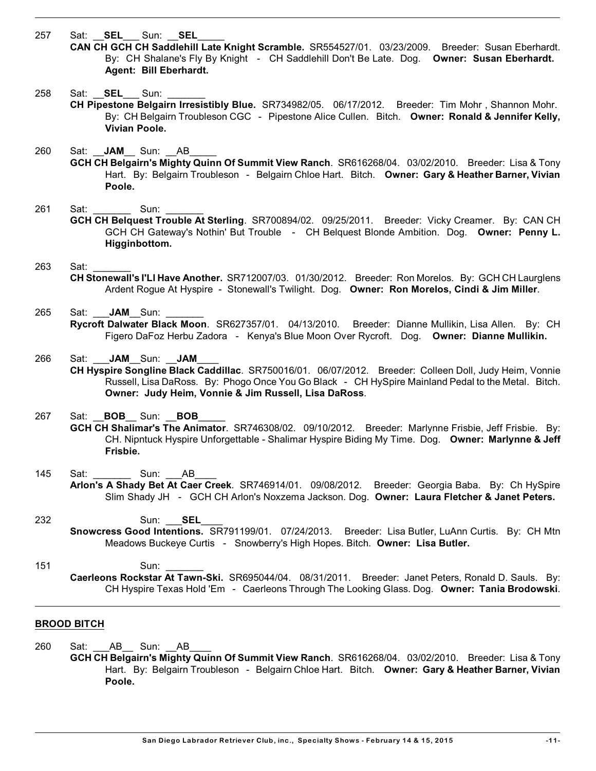257 Sat: __**SEL**___ Sun: __**SEL**_____
**CAN CH GCH CH Saddlehill Late Knight Scramble.** SR554527/01. 03/23/2009. Breeder: Susan Eberhardt. By: CH Shalane's Fly By Knight - CH Saddlehill Don't Be Late. Dog. **Owner: Susan Eberhardt. Agent: Bill Eberhardt.**

258 Sat: __**SEL**___ Sun: _______
**CH Pipestone Belgairn Irresistibly Blue.** SR734982/05. 06/17/2012. Breeder: Tim Mohr , Shannon Mohr. By: CH Belgairn Troubleson CGC - Pipestone Alice Cullen. Bitch. **Owner: Ronald & Jennifer Kelly, Vivian Poole.**

260 Sat: __**JAM**__ Sun: __AB_____
**GCH CH Belgairn's Mighty Quinn Of Summit View Ranch**. SR616268/04. 03/02/2010. Breeder: Lisa & Tony Hart. By: Belgairn Troubleson - Belgairn Chloe Hart. Bitch. **Owner: Gary & Heather Barner, Vivian Poole.**

261 Sat: _______ Sun: _______
**GCH CH Belquest Trouble At Sterling**. SR700894/02. 09/25/2011. Breeder: Vicky Creamer. By: CAN CH GCH CH Gateway's Nothin' But Trouble - CH Belquest Blonde Ambition. Dog. **Owner: Penny L. Higginbottom.**

263 Sat: _______
**CH Stonewall's I'Ll Have Another.** SR712007/03. 01/30/2012. Breeder: Ron Morelos. By: GCH CH Laurglens Ardent Rogue At Hyspire - Stonewall's Twilight. Dog. **Owner: Ron Morelos, Cindi & Jim Miller**.

265 Sat: ___**JAM**__Sun: _______
**Rycroft Dalwater Black Moon**. SR627357/01. 04/13/2010. Breeder: Dianne Mullikin, Lisa Allen. By: CH Figero DaFoz Herbu Zadora - Kenya's Blue Moon Over Rycroft. Dog. **Owner: Dianne Mullikin.**

266 Sat: ___**JAM**__Sun: __**JAM**____
**CH Hyspire Songline Black Caddillac**. SR750016/01. 06/07/2012. Breeder: Colleen Doll, Judy Heim, Vonnie Russell, Lisa DaRoss. By: Phogo Once You Go Black - CH HySpire Mainland Pedal to the Metal. Bitch. **Owner: Judy Heim, Vonnie & Jim Russell, Lisa DaRoss**.

267 Sat: __**BOB**__ Sun: __**BOB**_____
**GCH CH Shalimar's The Animator**. SR746308/02. 09/10/2012. Breeder: Marlynne Frisbie, Jeff Frisbie. By: CH. Nipntuck Hyspire Unforgettable - Shalimar Hyspire Biding My Time. Dog. **Owner: Marlynne & Jeff Frisbie.**

145 Sat: _______ Sun: ___AB____
**Arlon's A Shady Bet At Caer Creek**. SR746914/01. 09/08/2012. Breeder: Georgia Baba. By: Ch HySpire Slim Shady JH - GCH CH Arlon's Noxzema Jackson. Dog. **Owner: Laura Fletcher & Janet Peters.**

232 Sun: ___**SEL**____
**Snowcress Good Intentions.** SR791199/01. 07/24/2013. Breeder: Lisa Butler, LuAnn Curtis. By: CH Mtn Meadows Buckeye Curtis - Snowberry's High Hopes. Bitch. **Owner: Lisa Butler.**

151 Sun: _______
**Caerleons Rockstar At Tawn-Ski.** SR695044/04. 08/31/2011. Breeder: Janet Peters, Ronald D. Sauls. By: CH Hyspire Texas Hold 'Em - Caerleons Through The Looking Glass. Dog. **Owner: Tania Brodowski**.

## BROOD BITCH

260 Sat: ___AB__ Sun: __AB____
**GCH CH Belgairn's Mighty Quinn Of Summit View Ranch**. SR616268/04. 03/02/2010. Breeder: Lisa & Tony Hart. By: Belgairn Troubleson - Belgairn Chloe Hart. Bitch. **Owner: Gary & Heather Barner, Vivian Poole.**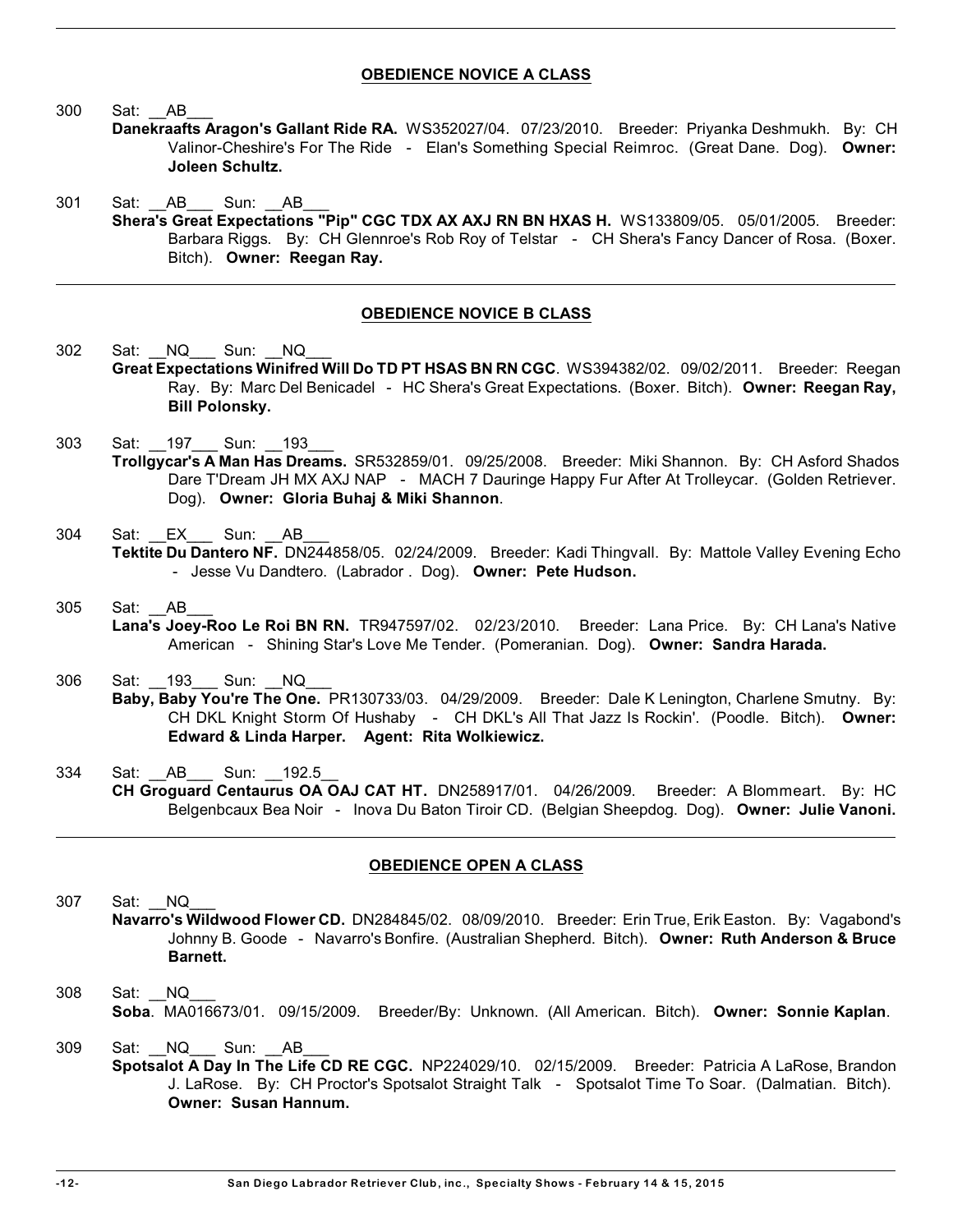## OBEDIENCE NOVICE A CLASS

300 Sat: __AB___
**Danekraafts Aragon's Gallant Ride RA.** WS352027/04. 07/23/2010. Breeder: Priyanka Deshmukh. By: CH Valinor-Cheshire's For The Ride - Elan's Something Special Reimroc. (Great Dane. Dog). **Owner: Joleen Schultz.**

301 Sat: __AB___ Sun: __AB___
**Shera's Great Expectations "Pip" CGC TDX AX AXJ RN BN HXAS H.** WS133809/05. 05/01/2005. Breeder: Barbara Riggs. By: CH Glennroe's Rob Roy of Telstar - CH Shera's Fancy Dancer of Rosa. (Boxer. Bitch). **Owner: Reegan Ray.**

## OBEDIENCE NOVICE B CLASS

302 Sat: __NQ___ Sun: __NQ___
**Great Expectations Winifred Will Do TD PT HSAS BN RN CGC**. WS394382/02. 09/02/2011. Breeder: Reegan Ray. By: Marc Del Benicadel - HC Shera's Great Expectations. (Boxer. Bitch). **Owner: Reegan Ray, Bill Polonsky.**

303 Sat: __197___ Sun: __193___
**Trollgycar's A Man Has Dreams.** SR532859/01. 09/25/2008. Breeder: Miki Shannon. By: CH Asford Shados Dare T'Dream JH MX AXJ NAP - MACH 7 Dauringe Happy Fur After At Trolleycar. (Golden Retriever. Dog). **Owner: Gloria Buhaj & Miki Shannon**.

304 Sat: __EX___ Sun: __AB___
**Tektite Du Dantero NF.** DN244858/05. 02/24/2009. Breeder: Kadi Thingvall. By: Mattole Valley Evening Echo - Jesse Vu Dandtero. (Labrador . Dog). **Owner: Pete Hudson.**

305 Sat: __AB___
**Lana's Joey-Roo Le Roi BN RN.** TR947597/02. 02/23/2010. Breeder: Lana Price. By: CH Lana's Native American - Shining Star's Love Me Tender. (Pomeranian. Dog). **Owner: Sandra Harada.**

306 Sat: __193___ Sun: __NQ___
**Baby, Baby You're The One.** PR130733/03. 04/29/2009. Breeder: Dale K Lenington, Charlene Smutny. By: CH DKL Knight Storm Of Hushaby - CH DKL's All That Jazz Is Rockin'. (Poodle. Bitch). **Owner: Edward & Linda Harper. Agent: Rita Wolkiewicz.**

334 Sat: __AB___ Sun: __192.5__
**CH Groguard Centaurus OA OAJ CAT HT.** DN258917/01. 04/26/2009. Breeder: A Blommeart. By: HC Belgenbcaux Bea Noir - Inova Du Baton Tiroir CD. (Belgian Sheepdog. Dog). **Owner: Julie Vanoni.**

## OBEDIENCE OPEN A CLASS

307 Sat: __NQ___
**Navarro's Wildwood Flower CD.** DN284845/02. 08/09/2010. Breeder: Erin True, Erik Easton. By: Vagabond's Johnny B. Goode - Navarro's Bonfire. (Australian Shepherd. Bitch). **Owner: Ruth Anderson & Bruce Barnett.**

308 Sat: __NQ___
**Soba**. MA016673/01. 09/15/2009. Breeder/By: Unknown. (All American. Bitch). **Owner: Sonnie Kaplan**.

309 Sat: __NQ___ Sun: __AB___
**Spotsalot A Day In The Life CD RE CGC.** NP224029/10. 02/15/2009. Breeder: Patricia A LaRose, Brandon J. LaRose. By: CH Proctor's Spotsalot Straight Talk - Spotsalot Time To Soar. (Dalmatian. Bitch). **Owner: Susan Hannum.**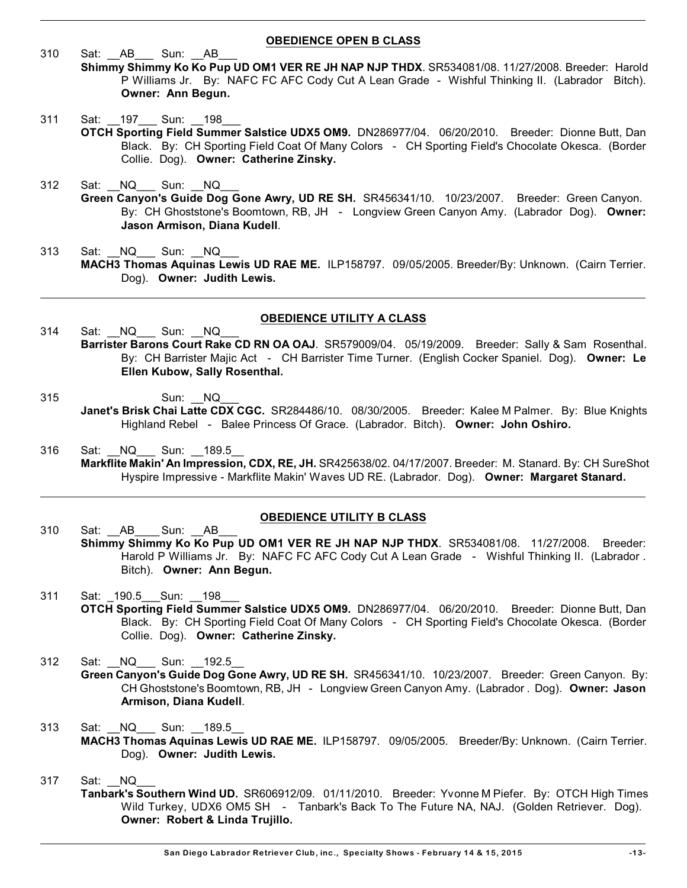## OBEDIENCE OPEN B CLASS

310 Sat: \_\_AB\_\_\_ Sun: \_\_AB\_\_\_
**Shimmy Shimmy Ko Ko Pup UD OM1 VER RE JH NAP NJP THDX**. SR534081/08. 11/27/2008. Breeder: Harold P Williams Jr. By: NAFC FC AFC Cody Cut A Lean Grade - Wishful Thinking II. (Labrador Bitch). **Owner: Ann Begun.**

311 Sat: \_\_197\_\_\_ Sun: \_\_198\_\_\_
**OTCH Sporting Field Summer Salstice UDX5 OM9.** DN286977/04. 06/20/2010. Breeder: Dionne Butt, Dan Black. By: CH Sporting Field Coat Of Many Colors - CH Sporting Field's Chocolate Okesca. (Border Collie. Dog). **Owner: Catherine Zinsky.**

312 Sat: \_\_NQ\_\_\_ Sun: \_\_NQ\_\_\_
**Green Canyon's Guide Dog Gone Awry, UD RE SH.** SR456341/10. 10/23/2007. Breeder: Green Canyon. By: CH Ghoststone's Boomtown, RB, JH - Longview Green Canyon Amy. (Labrador Dog). **Owner: Jason Armison, Diana Kudell**.

313 Sat: \_\_NQ\_\_\_ Sun: \_\_NQ\_\_\_
**MACH3 Thomas Aquinas Lewis UD RAE ME.** ILP158797. 09/05/2005. Breeder/By: Unknown. (Cairn Terrier. Dog). **Owner: Judith Lewis.**

## OBEDIENCE UTILITY A CLASS

314 Sat: \_\_NQ\_\_\_ Sun: \_\_NQ\_\_\_
**Barrister Barons Court Rake CD RN OA OAJ**. SR579009/04. 05/19/2009. Breeder: Sally & Sam Rosenthal. By: CH Barrister Majic Act - CH Barrister Time Turner. (English Cocker Spaniel. Dog). **Owner: Le Ellen Kubow, Sally Rosenthal.**

315 Sun: \_\_NQ\_\_\_
**Janet's Brisk Chai Latte CDX CGC.** SR284486/10. 08/30/2005. Breeder: Kalee M Palmer. By: Blue Knights Highland Rebel - Balee Princess Of Grace. (Labrador. Bitch). **Owner: John Oshiro.**

316 Sat: \_\_NQ\_\_\_ Sun: \_\_189.5\_\_
**Markflite Makin' An Impression, CDX, RE, JH.** SR425638/02. 04/17/2007. Breeder: M. Stanard. By: CH SureShot Hyspire Impressive - Markflite Makin' Waves UD RE. (Labrador. Dog). **Owner: Margaret Stanard.**

## OBEDIENCE UTILITY B CLASS

310 Sat: \_\_AB\_\_\_\_ Sun: \_\_AB\_\_\_
**Shimmy Shimmy Ko Ko Pup UD OM1 VER RE JH NAP NJP THDX**. SR534081/08. 11/27/2008. Breeder: Harold P Williams Jr. By: NAFC FC AFC Cody Cut A Lean Grade - Wishful Thinking II. (Labrador . Bitch). **Owner: Ann Begun.**

311 Sat: \_190.5\_\_\_Sun: \_\_198\_\_\_
**OTCH Sporting Field Summer Salstice UDX5 OM9.** DN286977/04. 06/20/2010. Breeder: Dionne Butt, Dan Black. By: CH Sporting Field Coat Of Many Colors - CH Sporting Field's Chocolate Okesca. (Border Collie. Dog). **Owner: Catherine Zinsky.**

312 Sat: \_\_NQ\_\_\_ Sun: \_\_192.5\_\_
**Green Canyon's Guide Dog Gone Awry, UD RE SH.** SR456341/10. 10/23/2007. Breeder: Green Canyon. By: CH Ghoststone's Boomtown, RB, JH - Longview Green Canyon Amy. (Labrador . Dog). **Owner: Jason Armison, Diana Kudell**.

313 Sat: \_\_NQ\_\_\_ Sun: \_\_189.5\_\_
**MACH3 Thomas Aquinas Lewis UD RAE ME.** ILP158797. 09/05/2005. Breeder/By: Unknown. (Cairn Terrier. Dog). **Owner: Judith Lewis.**

317 Sat: \_\_NQ\_\_\_
**Tanbark's Southern Wind UD.** SR606912/09. 01/11/2010. Breeder: Yvonne M Piefer. By: OTCH High Times Wild Turkey, UDX6 OM5 SH - Tanbark's Back To The Future NA, NAJ. (Golden Retriever. Dog). **Owner: Robert & Linda Trujillo.**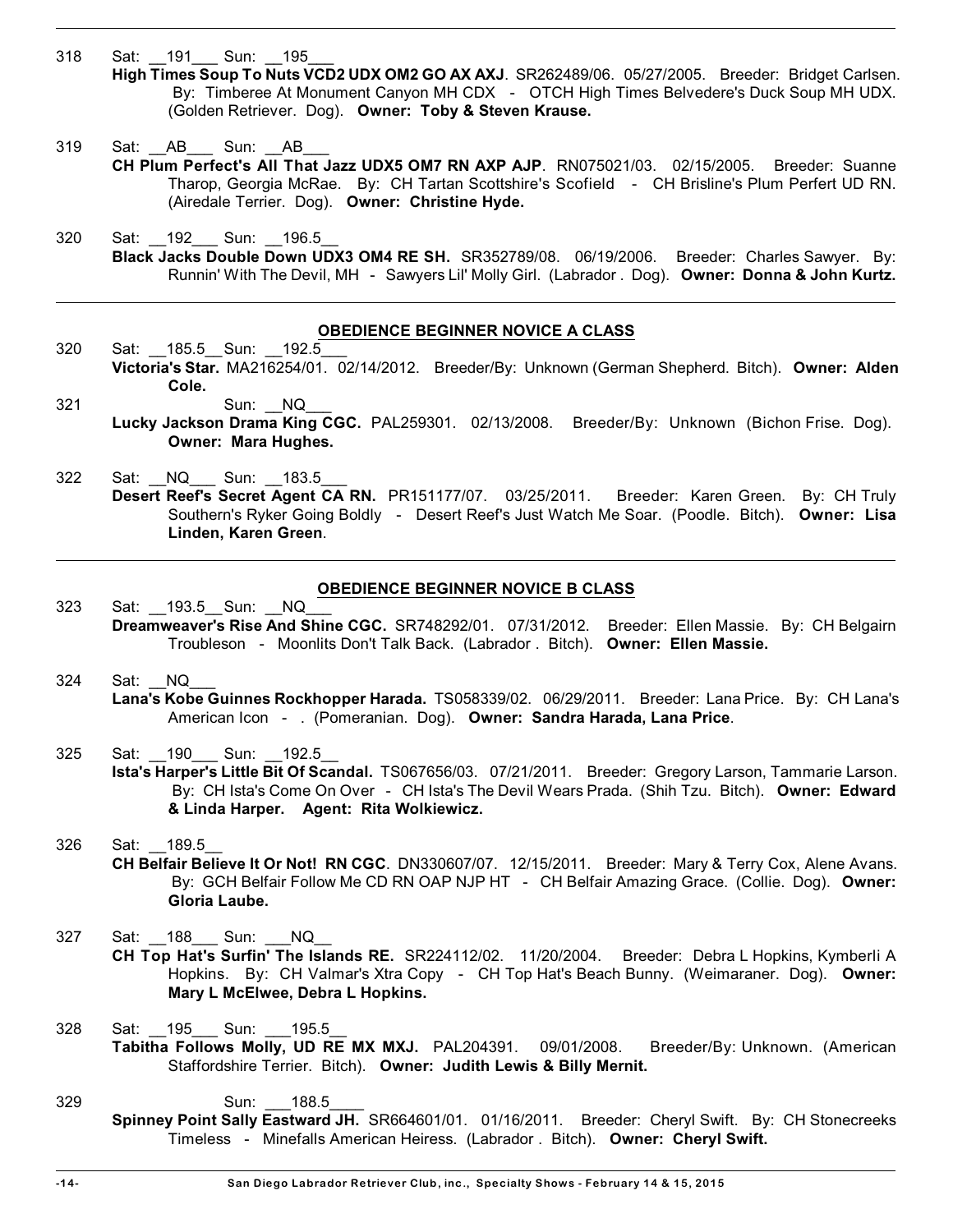318 Sat: __191___ Sun: __195___
**High Times Soup To Nuts VCD2 UDX OM2 GO AX AXJ**. SR262489/06. 05/27/2005. Breeder: Bridget Carlsen. By: Timberee At Monument Canyon MH CDX - OTCH High Times Belvedere's Duck Soup MH UDX. (Golden Retriever. Dog). **Owner: Toby & Steven Krause.**

319 Sat: __AB___ Sun: __AB___
**CH Plum Perfect's All That Jazz UDX5 OM7 RN AXP AJP**. RN075021/03. 02/15/2005. Breeder: Suanne Tharop, Georgia McRae. By: CH Tartan Scottshire's Scofield - CH Brisline's Plum Perfert UD RN. (Airedale Terrier. Dog). **Owner: Christine Hyde.**

320 Sat: __192___ Sun: __196.5__
**Black Jacks Double Down UDX3 OM4 RE SH.** SR352789/08. 06/19/2006. Breeder: Charles Sawyer. By: Runnin' With The Devil, MH - Sawyers Lil' Molly Girl. (Labrador . Dog). **Owner: Donna & John Kurtz.**

## OBEDIENCE BEGINNER NOVICE A CLASS

320 Sat: __185.5__Sun: __192.5___
**Victoria's Star.** MA216254/01. 02/14/2012. Breeder/By: Unknown (German Shepherd. Bitch). **Owner: Alden Cole.**

321 Sun: __NQ___
**Lucky Jackson Drama King CGC.** PAL259301. 02/13/2008. Breeder/By: Unknown (Bichon Frise. Dog). **Owner: Mara Hughes.**

322 Sat: __NQ___ Sun: __183.5___
**Desert Reef's Secret Agent CA RN.** PR151177/07. 03/25/2011. Breeder: Karen Green. By: CH Truly Southern's Ryker Going Boldly - Desert Reef's Just Watch Me Soar. (Poodle. Bitch). **Owner: Lisa Linden, Karen Green**.

## OBEDIENCE BEGINNER NOVICE B CLASS

323 Sat: __193.5__Sun: __NQ___
**Dreamweaver's Rise And Shine CGC.** SR748292/01. 07/31/2012. Breeder: Ellen Massie. By: CH Belgairn Troubleson - Moonlits Don't Talk Back. (Labrador . Bitch). **Owner: Ellen Massie.**

324 Sat: __NQ___
**Lana's Kobe Guinnes Rockhopper Harada.** TS058339/02. 06/29/2011. Breeder: Lana Price. By: CH Lana's American Icon - . (Pomeranian. Dog). **Owner: Sandra Harada, Lana Price**.

325 Sat: __190___ Sun: __192.5__
**Ista's Harper's Little Bit Of Scandal.** TS067656/03. 07/21/2011. Breeder: Gregory Larson, Tammarie Larson. By: CH Ista's Come On Over - CH Ista's The Devil Wears Prada. (Shih Tzu. Bitch). **Owner: Edward & Linda Harper. Agent: Rita Wolkiewicz.**

326 Sat: __189.5__
**CH Belfair Believe It Or Not! RN CGC**. DN330607/07. 12/15/2011. Breeder: Mary & Terry Cox, Alene Avans. By: GCH Belfair Follow Me CD RN OAP NJP HT - CH Belfair Amazing Grace. (Collie. Dog). **Owner: Gloria Laube.**

327 Sat: __188___ Sun: ___NQ__
**CH Top Hat's Surfin' The Islands RE.** SR224112/02. 11/20/2004. Breeder: Debra L Hopkins, Kymberli A Hopkins. By: CH Valmar's Xtra Copy - CH Top Hat's Beach Bunny. (Weimaraner. Dog). **Owner: Mary L McElwee, Debra L Hopkins.**

328 Sat: __195___ Sun: ___195.5__
**Tabitha Follows Molly, UD RE MX MXJ.** PAL204391. 09/01/2008. Breeder/By: Unknown. (American Staffordshire Terrier. Bitch). **Owner: Judith Lewis & Billy Mernit.**

329 Sun: ___188.5____
**Spinney Point Sally Eastward JH.** SR664601/01. 01/16/2011. Breeder: Cheryl Swift. By: CH Stonecreeks Timeless - Minefalls American Heiress. (Labrador . Bitch). **Owner: Cheryl Swift.**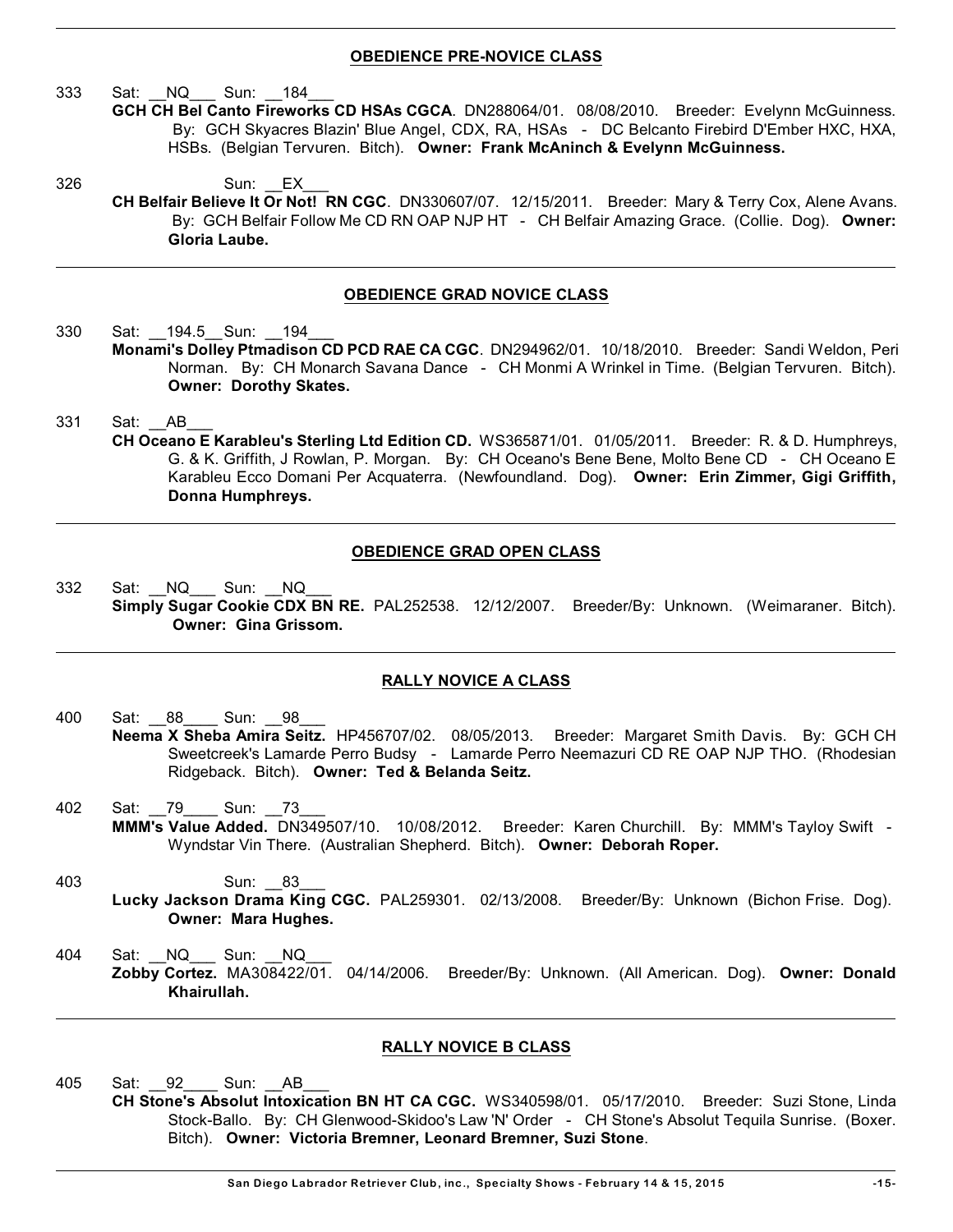## OBEDIENCE PRE-NOVICE CLASS

333 Sat: __NQ___ Sun: __184___
**GCH CH Bel Canto Fireworks CD HSAs CGCA**. DN288064/01. 08/08/2010. Breeder: Evelynn McGuinness. By: GCH Skyacres Blazin' Blue Angel, CDX, RA, HSAs - DC Belcanto Firebird D'Ember HXC, HXA, HSBs. (Belgian Tervuren. Bitch). **Owner: Frank McAninch & Evelynn McGuinness.**

326 Sun: __EX___
**CH Belfair Believe It Or Not! RN CGC**. DN330607/07. 12/15/2011. Breeder: Mary & Terry Cox, Alene Avans. By: GCH Belfair Follow Me CD RN OAP NJP HT - CH Belfair Amazing Grace. (Collie. Dog). **Owner: Gloria Laube.**

---

## OBEDIENCE GRAD NOVICE CLASS

330 Sat: __194.5__ Sun: __194___
**Monami's Dolley Ptmadison CD PCD RAE CA CGC**. DN294962/01. 10/18/2010. Breeder: Sandi Weldon, Peri Norman. By: CH Monarch Savana Dance - CH Monmi A Wrinkel in Time. (Belgian Tervuren. Bitch). **Owner: Dorothy Skates.**

331 Sat: __AB___
**CH Oceano E Karableu's Sterling Ltd Edition CD.** WS365871/01. 01/05/2011. Breeder: R. & D. Humphreys, G. & K. Griffith, J Rowlan, P. Morgan. By: CH Oceano's Bene Bene, Molto Bene CD - CH Oceano E Karableu Ecco Domani Per Acquaterra. (Newfoundland. Dog). **Owner: Erin Zimmer, Gigi Griffith, Donna Humphreys.**

---

## OBEDIENCE GRAD OPEN CLASS

332 Sat: __NQ___ Sun: __NQ___
**Simply Sugar Cookie CDX BN RE.** PAL252538. 12/12/2007. Breeder/By: Unknown. (Weimaraner. Bitch). **Owner: Gina Grissom.**

---

## RALLY NOVICE A CLASS

400 Sat: __88____ Sun: __98___
**Neema X Sheba Amira Seitz.** HP456707/02. 08/05/2013. Breeder: Margaret Smith Davis. By: GCH CH Sweetcreek's Lamarde Perro Budsy - Lamarde Perro Neemazuri CD RE OAP NJP THO. (Rhodesian Ridgeback. Bitch). **Owner: Ted & Belanda Seitz.**

402 Sat: __79____ Sun: __73___
**MMM's Value Added.** DN349507/10. 10/08/2012. Breeder: Karen Churchill. By: MMM's Tayloy Swift - Wyndstar Vin There. (Australian Shepherd. Bitch). **Owner: Deborah Roper.**

403 Sun: __83___
**Lucky Jackson Drama King CGC.** PAL259301. 02/13/2008. Breeder/By: Unknown (Bichon Frise. Dog). **Owner: Mara Hughes.**

404 Sat: __NQ___ Sun: __NQ___
**Zobby Cortez.** MA308422/01. 04/14/2006. Breeder/By: Unknown. (All American. Dog). **Owner: Donald Khairullah.**

---

## RALLY NOVICE B CLASS

405 Sat: __92____ Sun: __AB___
**CH Stone's Absolut Intoxication BN HT CA CGC.** WS340598/01. 05/17/2010. Breeder: Suzi Stone, Linda Stock-Ballo. By: CH Glenwood-Skidoo's Law 'N' Order - CH Stone's Absolut Tequila Sunrise. (Boxer. Bitch). **Owner: Victoria Bremner, Leonard Bremner, Suzi Stone**.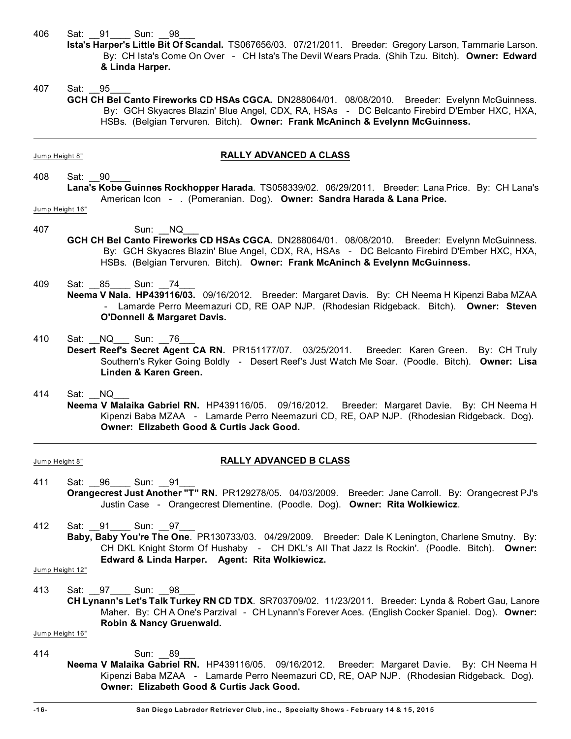406 Sat: __91____ Sun: __98___

**Ista's Harper's Little Bit Of Scandal.** TS067656/03. 07/21/2011. Breeder: Gregory Larson, Tammarie Larson. By: CH Ista's Come On Over - CH Ista's The Devil Wears Prada. (Shih Tzu. Bitch). **Owner: Edward & Linda Harper.**

407 Sat: __95____

**GCH CH Bel Canto Fireworks CD HSAs CGCA.** DN288064/01. 08/08/2010. Breeder: Evelynn McGuinness. By: GCH Skyacres Blazin' Blue Angel, CDX, RA, HSAs - DC Belcanto Firebird D'Ember HXC, HXA, HSBs. (Belgian Tervuren. Bitch). **Owner: Frank McAninch & Evelynn McGuinness.**

---

Jump Height 8"

## RALLY ADVANCED A CLASS

408 Sat: __90____

**Lana's Kobe Guinnes Rockhopper Harada**. TS058339/02. 06/29/2011. Breeder: Lana Price. By: CH Lana's American Icon - . (Pomeranian. Dog). **Owner: Sandra Harada & Lana Price.**

Jump Height 16"

407 Sun: __NQ___

**GCH CH Bel Canto Fireworks CD HSAs CGCA.** DN288064/01. 08/08/2010. Breeder: Evelynn McGuinness. By: GCH Skyacres Blazin' Blue Angel, CDX, RA, HSAs - DC Belcanto Firebird D'Ember HXC, HXA, HSBs. (Belgian Tervuren. Bitch). **Owner: Frank McAninch & Evelynn McGuinness.**

409 Sat: __85____ Sun: __74___

**Neema V Nala. HP439116/03.** 09/16/2012. Breeder: Margaret Davis. By: CH Neema H Kipenzi Baba MZAA - Lamarde Perro Meemazuri CD, RE OAP NJP. (Rhodesian Ridgeback. Bitch). **Owner: Steven O'Donnell & Margaret Davis.**

410 Sat: __NQ___ Sun: __76___

**Desert Reef's Secret Agent CA RN.** PR151177/07. 03/25/2011. Breeder: Karen Green. By: CH Truly Southern's Ryker Going Boldly - Desert Reef's Just Watch Me Soar. (Poodle. Bitch). **Owner: Lisa Linden & Karen Green.**

414 Sat: __NQ___

**Neema V Malaika Gabriel RN.** HP439116/05. 09/16/2012. Breeder: Margaret Davie. By: CH Neema H Kipenzi Baba MZAA - Lamarde Perro Neemazuri CD, RE, OAP NJP. (Rhodesian Ridgeback. Dog). **Owner: Elizabeth Good & Curtis Jack Good.**

---

Jump Height 8"

## RALLY ADVANCED B CLASS

411 Sat: __96____ Sun: __91___

**Orangecrest Just Another "T" RN.** PR129278/05. 04/03/2009. Breeder: Jane Carroll. By: Orangecrest PJ's Justin Case - Orangecrest Dlementine. (Poodle. Dog). **Owner: Rita Wolkiewicz**.

412 Sat: __91____ Sun: __97___

**Baby, Baby You're The One**. PR130733/03. 04/29/2009. Breeder: Dale K Lenington, Charlene Smutny. By: CH DKL Knight Storm Of Hushaby - CH DKL's All That Jazz Is Rockin'. (Poodle. Bitch). **Owner: Edward & Linda Harper. Agent: Rita Wolkiewicz.**

Jump Height 12"

413 Sat: __97____ Sun: __98___

**CH Lynann's Let's Talk Turkey RN CD TDX**. SR703709/02. 11/23/2011. Breeder: Lynda & Robert Gau, Lanore Maher. By: CH A One's Parzival - CH Lynann's Forever Aces. (English Cocker Spaniel. Dog). **Owner: Robin & Nancy Gruenwald.**

Jump Height 16"

414 Sun: __89___

**Neema V Malaika Gabriel RN.** HP439116/05. 09/16/2012. Breeder: Margaret Davie. By: CH Neema H Kipenzi Baba MZAA - Lamarde Perro Neemazuri CD, RE, OAP NJP. (Rhodesian Ridgeback. Dog). **Owner: Elizabeth Good & Curtis Jack Good.**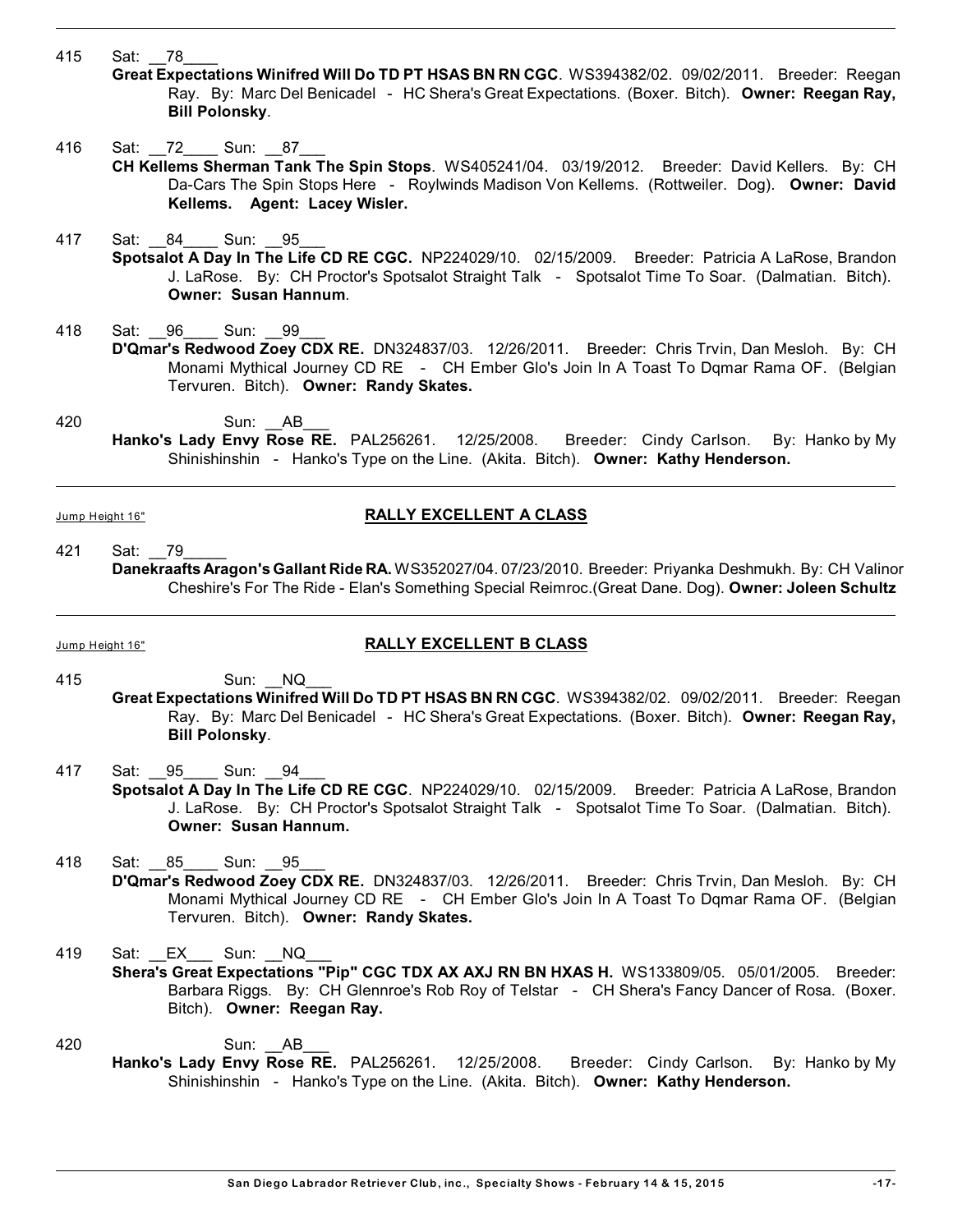415 Sat: __78____

**Great Expectations Winifred Will Do TD PT HSAS BN RN CGC**. WS394382/02. 09/02/2011. Breeder: Reegan Ray. By: Marc Del Benicadel - HC Shera's Great Expectations. (Boxer. Bitch). **Owner: Reegan Ray, Bill Polonsky**.

416 Sat: __72____ Sun: __87___

**CH Kellems Sherman Tank The Spin Stops**. WS405241/04. 03/19/2012. Breeder: David Kellers. By: CH Da-Cars The Spin Stops Here - Roylwinds Madison Von Kellems. (Rottweiler. Dog). **Owner: David Kellems. Agent: Lacey Wisler.**

417 Sat: __84____ Sun: __95___

**Spotsalot A Day In The Life CD RE CGC.** NP224029/10. 02/15/2009. Breeder: Patricia A LaRose, Brandon J. LaRose. By: CH Proctor's Spotsalot Straight Talk - Spotsalot Time To Soar. (Dalmatian. Bitch). **Owner: Susan Hannum**.

418 Sat: __96____ Sun: __99___

**D'Qmar's Redwood Zoey CDX RE.** DN324837/03. 12/26/2011. Breeder: Chris Trvin, Dan Mesloh. By: CH Monami Mythical Journey CD RE - CH Ember Glo's Join In A Toast To Dqmar Rama OF. (Belgian Tervuren. Bitch). **Owner: Randy Skates.**

420 Sun: __AB___

**Hanko's Lady Envy Rose RE.** PAL256261. 12/25/2008. Breeder: Cindy Carlson. By: Hanko by My Shinishinshin - Hanko's Type on the Line. (Akita. Bitch). **Owner: Kathy Henderson.**

---

Jump Height 16"

## RALLY EXCELLENT A CLASS

421 Sat: __79_____

**Danekraafts Aragon's Gallant Ride RA.** WS352027/04. 07/23/2010. Breeder: Priyanka Deshmukh. By: CH Valinor Cheshire's For The Ride - Elan's Something Special Reimroc.(Great Dane. Dog). **Owner: Joleen Schultz**

---

Jump Height 16"

## RALLY EXCELLENT B CLASS

415 Sun: __NQ___

**Great Expectations Winifred Will Do TD PT HSAS BN RN CGC**. WS394382/02. 09/02/2011. Breeder: Reegan Ray. By: Marc Del Benicadel - HC Shera's Great Expectations. (Boxer. Bitch). **Owner: Reegan Ray, Bill Polonsky**.

417 Sat: __95____ Sun: __94___

**Spotsalot A Day In The Life CD RE CGC**. NP224029/10. 02/15/2009. Breeder: Patricia A LaRose, Brandon J. LaRose. By: CH Proctor's Spotsalot Straight Talk - Spotsalot Time To Soar. (Dalmatian. Bitch). **Owner: Susan Hannum.**

418 Sat: __85____ Sun: __95___

**D'Qmar's Redwood Zoey CDX RE.** DN324837/03. 12/26/2011. Breeder: Chris Trvin, Dan Mesloh. By: CH Monami Mythical Journey CD RE - CH Ember Glo's Join In A Toast To Dqmar Rama OF. (Belgian Tervuren. Bitch). **Owner: Randy Skates.**

419 Sat: __EX___ Sun: __NQ___

**Shera's Great Expectations "Pip" CGC TDX AX AXJ RN BN HXAS H.** WS133809/05. 05/01/2005. Breeder: Barbara Riggs. By: CH Glennroe's Rob Roy of Telstar - CH Shera's Fancy Dancer of Rosa. (Boxer. Bitch). **Owner: Reegan Ray.**

420 Sun: __AB___

**Hanko's Lady Envy Rose RE.** PAL256261. 12/25/2008. Breeder: Cindy Carlson. By: Hanko by My Shinishinshin - Hanko's Type on the Line. (Akita. Bitch). **Owner: Kathy Henderson.**